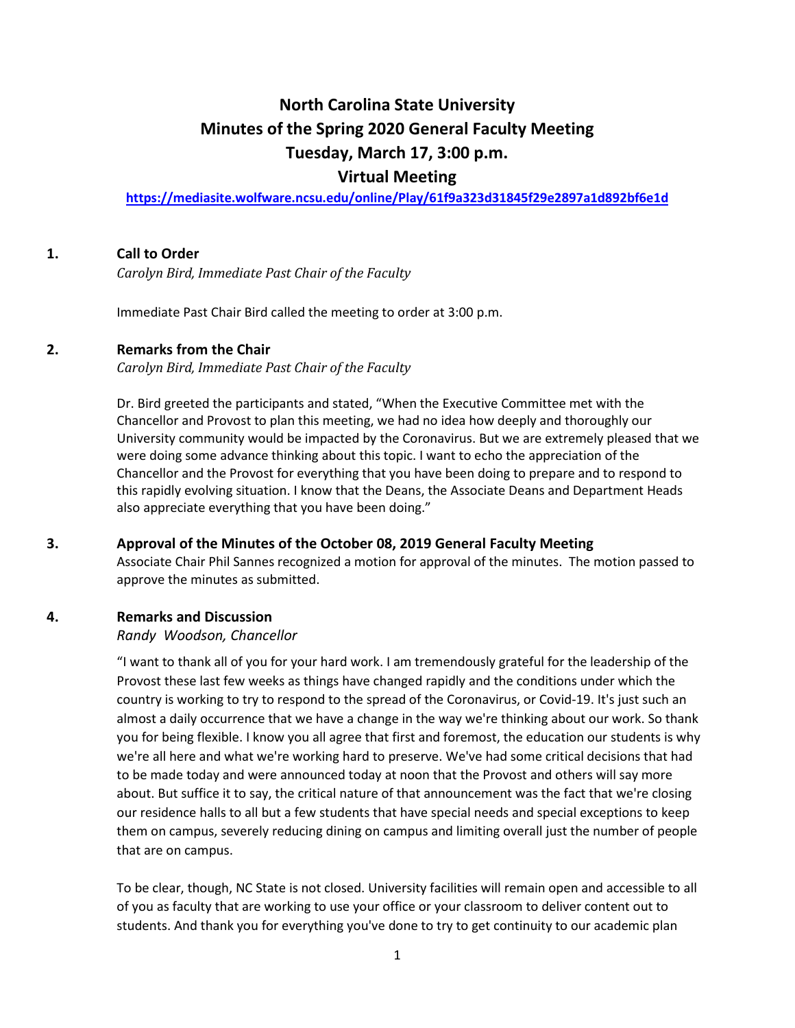# North Carolina State University
# Minutes of the Spring 2020 General Faculty Meeting
# Tuesday, March 17, 3:00 p.m.
# Virtual Meeting

https://mediasite.wolfware.ncsu.edu/online/Play/61f9a323d31845f29e2897a1d892bf6e1d

## 1. Call to Order

*Carolyn Bird, Immediate Past Chair of the Faculty*

Immediate Past Chair Bird called the meeting to order at 3:00 p.m.

## 2. Remarks from the Chair

*Carolyn Bird, Immediate Past Chair of the Faculty*

Dr. Bird greeted the participants and stated, "When the Executive Committee met with the Chancellor and Provost to plan this meeting, we had no idea how deeply and thoroughly our University community would be impacted by the Coronavirus. But we are extremely pleased that we were doing some advance thinking about this topic. I want to echo the appreciation of the Chancellor and the Provost for everything that you have been doing to prepare and to respond to this rapidly evolving situation. I know that the Deans, the Associate Deans and Department Heads also appreciate everything that you have been doing."

## 3. Approval of the Minutes of the October 08, 2019 General Faculty Meeting

Associate Chair Phil Sannes recognized a motion for approval of the minutes. The motion passed to approve the minutes as submitted.

## 4. Remarks and Discussion

*Randy Woodson, Chancellor*

"I want to thank all of you for your hard work. I am tremendously grateful for the leadership of the Provost these last few weeks as things have changed rapidly and the conditions under which the country is working to try to respond to the spread of the Coronavirus, or Covid-19. It's just such an almost a daily occurrence that we have a change in the way we're thinking about our work. So thank you for being flexible. I know you all agree that first and foremost, the education our students is why we're all here and what we're working hard to preserve. We've had some critical decisions that had to be made today and were announced today at noon that the Provost and others will say more about. But suffice it to say, the critical nature of that announcement was the fact that we're closing our residence halls to all but a few students that have special needs and special exceptions to keep them on campus, severely reducing dining on campus and limiting overall just the number of people that are on campus.

To be clear, though, NC State is not closed. University facilities will remain open and accessible to all of you as faculty that are working to use your office or your classroom to deliver content out to students. And thank you for everything you've done to try to get continuity to our academic plan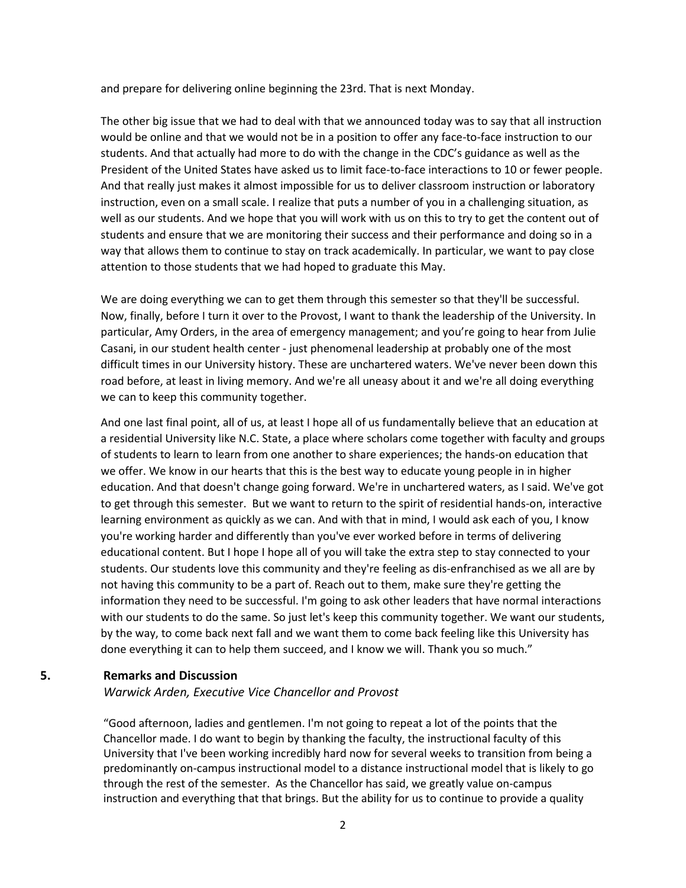and prepare for delivering online beginning the 23rd. That is next Monday.

The other big issue that we had to deal with that we announced today was to say that all instruction would be online and that we would not be in a position to offer any face-to-face instruction to our students. And that actually had more to do with the change in the CDC's guidance as well as the President of the United States have asked us to limit face-to-face interactions to 10 or fewer people. And that really just makes it almost impossible for us to deliver classroom instruction or laboratory instruction, even on a small scale. I realize that puts a number of you in a challenging situation, as well as our students. And we hope that you will work with us on this to try to get the content out of students and ensure that we are monitoring their success and their performance and doing so in a way that allows them to continue to stay on track academically. In particular, we want to pay close attention to those students that we had hoped to graduate this May.

We are doing everything we can to get them through this semester so that they'll be successful. Now, finally, before I turn it over to the Provost, I want to thank the leadership of the University. In particular, Amy Orders, in the area of emergency management; and you're going to hear from Julie Casani, in our student health center - just phenomenal leadership at probably one of the most difficult times in our University history. These are unchartered waters. We've never been down this road before, at least in living memory. And we're all uneasy about it and we're all doing everything we can to keep this community together.

And one last final point, all of us, at least I hope all of us fundamentally believe that an education at a residential University like N.C. State, a place where scholars come together with faculty and groups of students to learn to learn from one another to share experiences; the hands-on education that we offer. We know in our hearts that this is the best way to educate young people in in higher education. And that doesn't change going forward. We're in unchartered waters, as I said. We've got to get through this semester. But we want to return to the spirit of residential hands-on, interactive learning environment as quickly as we can. And with that in mind, I would ask each of you, I know you're working harder and differently than you've ever worked before in terms of delivering educational content. But I hope I hope all of you will take the extra step to stay connected to your students. Our students love this community and they're feeling as dis-enfranchised as we all are by not having this community to be a part of. Reach out to them, make sure they're getting the information they need to be successful. I'm going to ask other leaders that have normal interactions with our students to do the same. So just let's keep this community together. We want our students, by the way, to come back next fall and we want them to come back feeling like this University has done everything it can to help them succeed, and I know we will. Thank you so much."

## 5. Remarks and Discussion

*Warwick Arden, Executive Vice Chancellor and Provost*

"Good afternoon, ladies and gentlemen. I'm not going to repeat a lot of the points that the Chancellor made. I do want to begin by thanking the faculty, the instructional faculty of this University that I've been working incredibly hard now for several weeks to transition from being a predominantly on-campus instructional model to a distance instructional model that is likely to go through the rest of the semester. As the Chancellor has said, we greatly value on-campus instruction and everything that that brings. But the ability for us to continue to provide a quality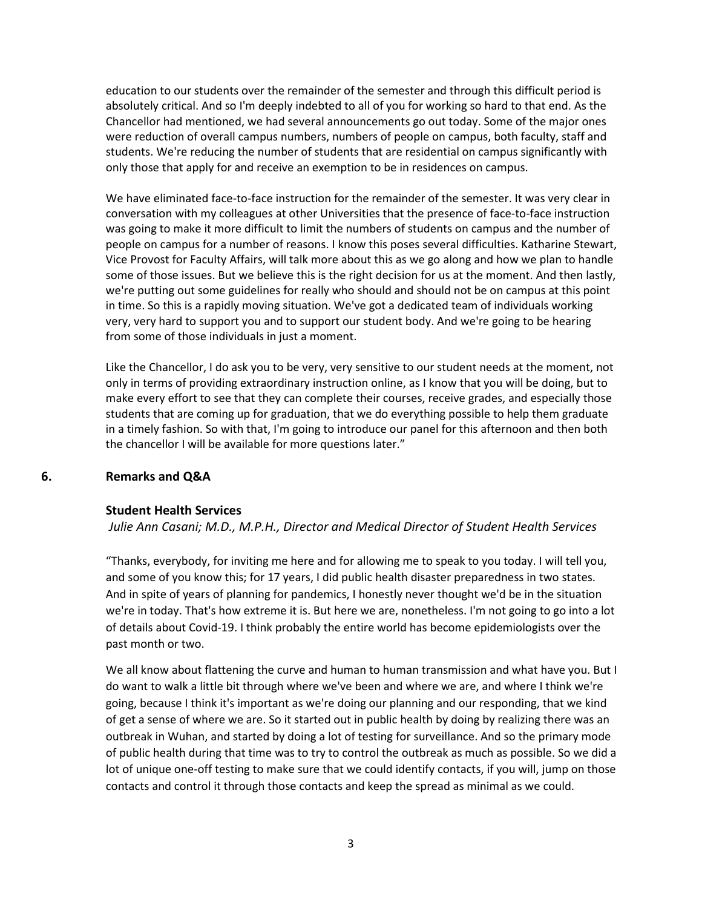education to our students over the remainder of the semester and through this difficult period is absolutely critical. And so I'm deeply indebted to all of you for working so hard to that end. As the Chancellor had mentioned, we had several announcements go out today. Some of the major ones were reduction of overall campus numbers, numbers of people on campus, both faculty, staff and students. We're reducing the number of students that are residential on campus significantly with only those that apply for and receive an exemption to be in residences on campus.

We have eliminated face-to-face instruction for the remainder of the semester. It was very clear in conversation with my colleagues at other Universities that the presence of face-to-face instruction was going to make it more difficult to limit the numbers of students on campus and the number of people on campus for a number of reasons. I know this poses several difficulties. Katharine Stewart, Vice Provost for Faculty Affairs, will talk more about this as we go along and how we plan to handle some of those issues. But we believe this is the right decision for us at the moment. And then lastly, we're putting out some guidelines for really who should and should not be on campus at this point in time. So this is a rapidly moving situation. We've got a dedicated team of individuals working very, very hard to support you and to support our student body. And we're going to be hearing from some of those individuals in just a moment.

Like the Chancellor, I do ask you to be very, very sensitive to our student needs at the moment, not only in terms of providing extraordinary instruction online, as I know that you will be doing, but to make every effort to see that they can complete their courses, receive grades, and especially those students that are coming up for graduation, that we do everything possible to help them graduate in a timely fashion. So with that, I'm going to introduce our panel for this afternoon and then both the chancellor I will be available for more questions later."

## 6. Remarks and Q&A

### Student Health Services

*Julie Ann Casani; M.D., M.P.H., Director and Medical Director of Student Health Services*

"Thanks, everybody, for inviting me here and for allowing me to speak to you today. I will tell you, and some of you know this; for 17 years, I did public health disaster preparedness in two states. And in spite of years of planning for pandemics, I honestly never thought we'd be in the situation we're in today. That's how extreme it is. But here we are, nonetheless. I'm not going to go into a lot of details about Covid-19. I think probably the entire world has become epidemiologists over the past month or two.

We all know about flattening the curve and human to human transmission and what have you. But I do want to walk a little bit through where we've been and where we are, and where I think we're going, because I think it's important as we're doing our planning and our responding, that we kind of get a sense of where we are. So it started out in public health by doing by realizing there was an outbreak in Wuhan, and started by doing a lot of testing for surveillance. And so the primary mode of public health during that time was to try to control the outbreak as much as possible. So we did a lot of unique one-off testing to make sure that we could identify contacts, if you will, jump on those contacts and control it through those contacts and keep the spread as minimal as we could.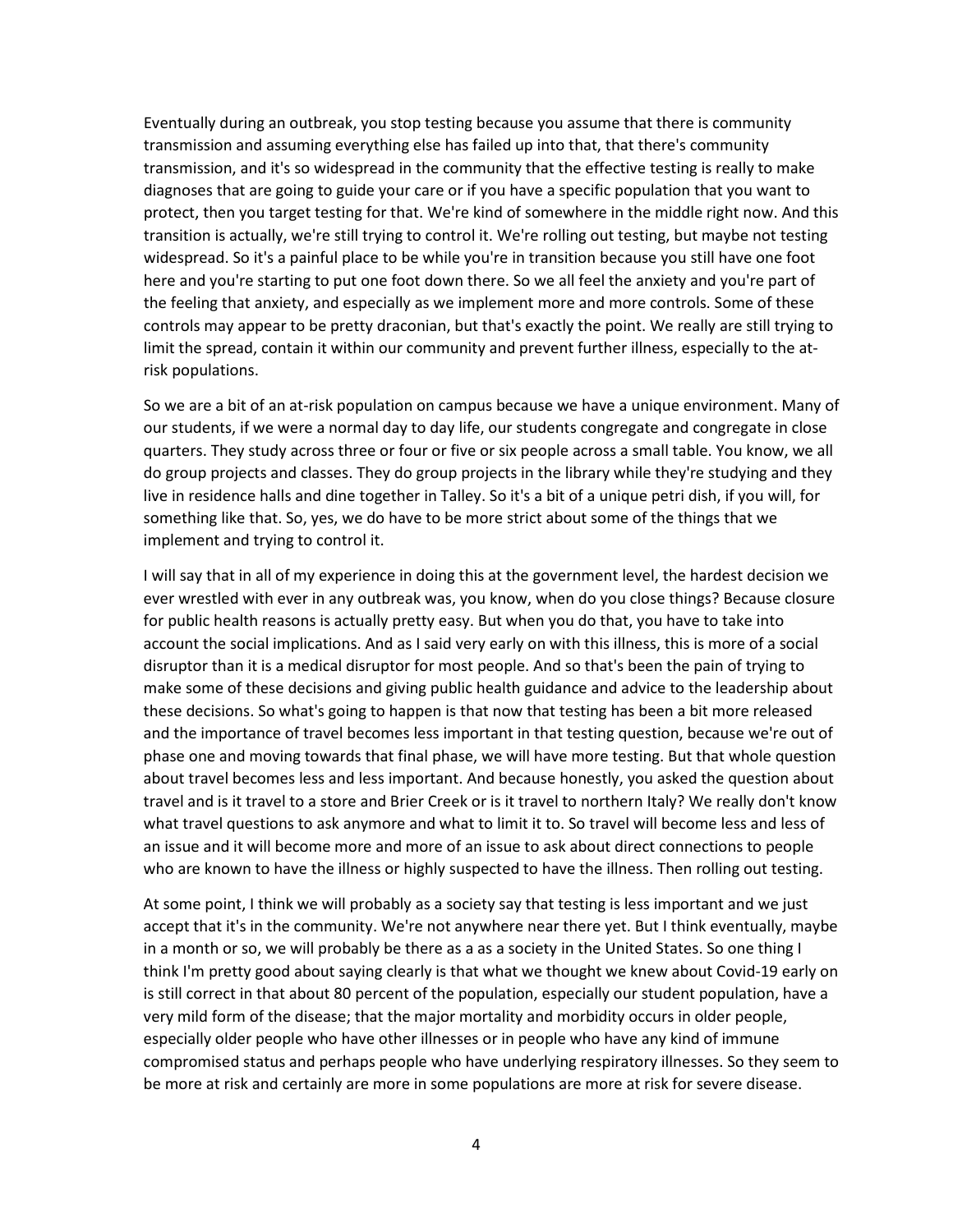Eventually during an outbreak, you stop testing because you assume that there is community transmission and assuming everything else has failed up into that, that there's community transmission, and it's so widespread in the community that the effective testing is really to make diagnoses that are going to guide your care or if you have a specific population that you want to protect, then you target testing for that. We're kind of somewhere in the middle right now. And this transition is actually, we're still trying to control it. We're rolling out testing, but maybe not testing widespread. So it's a painful place to be while you're in transition because you still have one foot here and you're starting to put one foot down there. So we all feel the anxiety and you're part of the feeling that anxiety, and especially as we implement more and more controls. Some of these controls may appear to be pretty draconian, but that's exactly the point. We really are still trying to limit the spread, contain it within our community and prevent further illness, especially to the at-risk populations.

So we are a bit of an at-risk population on campus because we have a unique environment. Many of our students, if we were a normal day to day life, our students congregate and congregate in close quarters. They study across three or four or five or six people across a small table. You know, we all do group projects and classes. They do group projects in the library while they're studying and they live in residence halls and dine together in Talley. So it's a bit of a unique petri dish, if you will, for something like that. So, yes, we do have to be more strict about some of the things that we implement and trying to control it.

I will say that in all of my experience in doing this at the government level, the hardest decision we ever wrestled with ever in any outbreak was, you know, when do you close things? Because closure for public health reasons is actually pretty easy. But when you do that, you have to take into account the social implications. And as I said very early on with this illness, this is more of a social disruptor than it is a medical disruptor for most people. And so that's been the pain of trying to make some of these decisions and giving public health guidance and advice to the leadership about these decisions. So what's going to happen is that now that testing has been a bit more released and the importance of travel becomes less important in that testing question, because we're out of phase one and moving towards that final phase, we will have more testing. But that whole question about travel becomes less and less important. And because honestly, you asked the question about travel and is it travel to a store and Brier Creek or is it travel to northern Italy? We really don't know what travel questions to ask anymore and what to limit it to. So travel will become less and less of an issue and it will become more and more of an issue to ask about direct connections to people who are known to have the illness or highly suspected to have the illness. Then rolling out testing.

At some point, I think we will probably as a society say that testing is less important and we just accept that it's in the community. We're not anywhere near there yet. But I think eventually, maybe in a month or so, we will probably be there as a as a society in the United States. So one thing I think I'm pretty good about saying clearly is that what we thought we knew about Covid-19 early on is still correct in that about 80 percent of the population, especially our student population, have a very mild form of the disease; that the major mortality and morbidity occurs in older people, especially older people who have other illnesses or in people who have any kind of immune compromised status and perhaps people who have underlying respiratory illnesses. So they seem to be more at risk and certainly are more in some populations are more at risk for severe disease.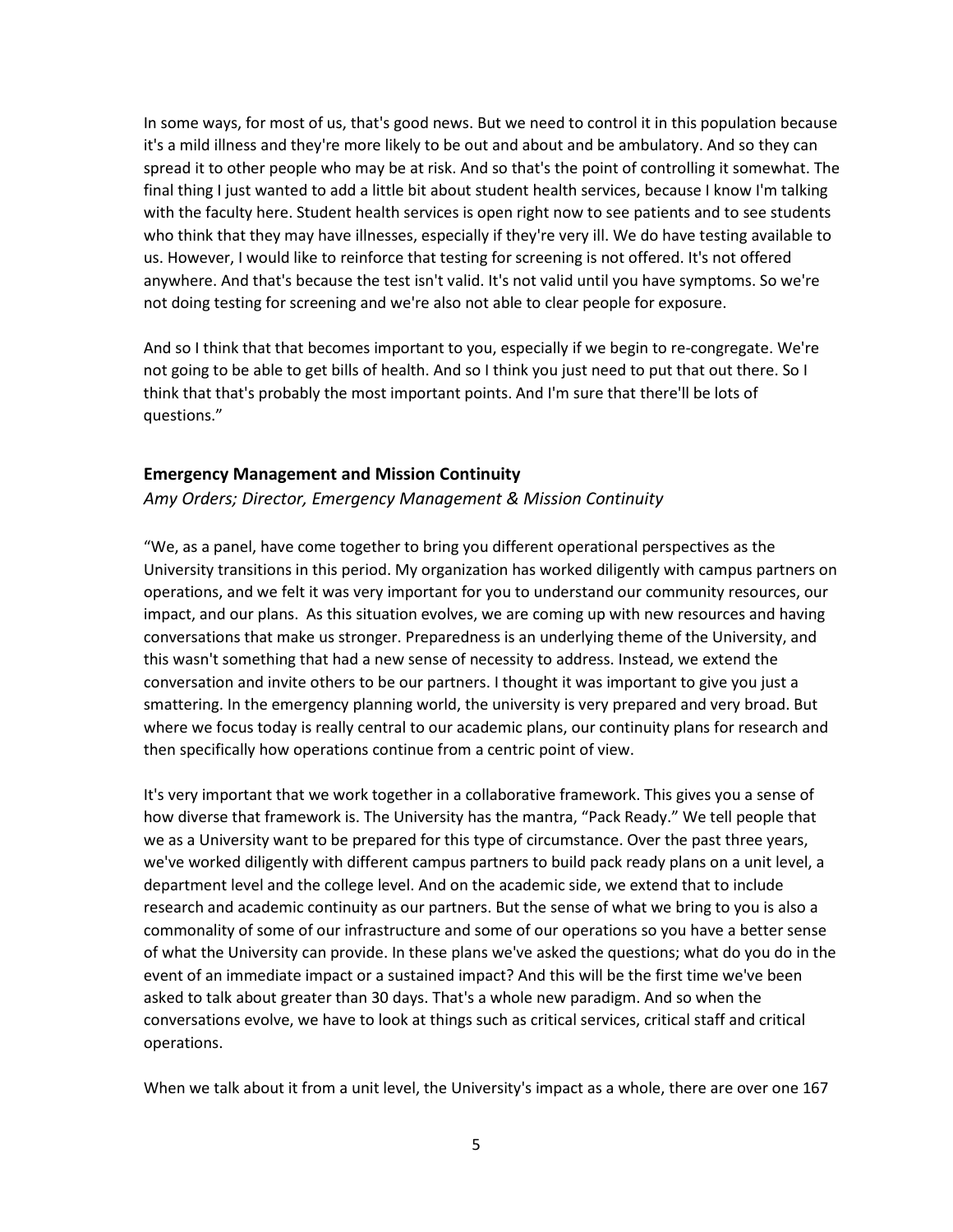In some ways, for most of us, that's good news. But we need to control it in this population because it's a mild illness and they're more likely to be out and about and be ambulatory. And so they can spread it to other people who may be at risk. And so that's the point of controlling it somewhat. The final thing I just wanted to add a little bit about student health services, because I know I'm talking with the faculty here. Student health services is open right now to see patients and to see students who think that they may have illnesses, especially if they're very ill. We do have testing available to us. However, I would like to reinforce that testing for screening is not offered. It's not offered anywhere. And that's because the test isn't valid. It's not valid until you have symptoms. So we're not doing testing for screening and we're also not able to clear people for exposure.

And so I think that that becomes important to you, especially if we begin to re-congregate. We're not going to be able to get bills of health. And so I think you just need to put that out there. So I think that that's probably the most important points. And I'm sure that there'll be lots of questions."

### Emergency Management and Mission Continuity

*Amy Orders; Director, Emergency Management & Mission Continuity*

"We, as a panel, have come together to bring you different operational perspectives as the University transitions in this period. My organization has worked diligently with campus partners on operations, and we felt it was very important for you to understand our community resources, our impact, and our plans. As this situation evolves, we are coming up with new resources and having conversations that make us stronger. Preparedness is an underlying theme of the University, and this wasn't something that had a new sense of necessity to address. Instead, we extend the conversation and invite others to be our partners. I thought it was important to give you just a smattering. In the emergency planning world, the university is very prepared and very broad. But where we focus today is really central to our academic plans, our continuity plans for research and then specifically how operations continue from a centric point of view.

It's very important that we work together in a collaborative framework. This gives you a sense of how diverse that framework is. The University has the mantra, "Pack Ready." We tell people that we as a University want to be prepared for this type of circumstance. Over the past three years, we've worked diligently with different campus partners to build pack ready plans on a unit level, a department level and the college level. And on the academic side, we extend that to include research and academic continuity as our partners. But the sense of what we bring to you is also a commonality of some of our infrastructure and some of our operations so you have a better sense of what the University can provide. In these plans we've asked the questions; what do you do in the event of an immediate impact or a sustained impact? And this will be the first time we've been asked to talk about greater than 30 days. That's a whole new paradigm. And so when the conversations evolve, we have to look at things such as critical services, critical staff and critical operations.

When we talk about it from a unit level, the University's impact as a whole, there are over one 167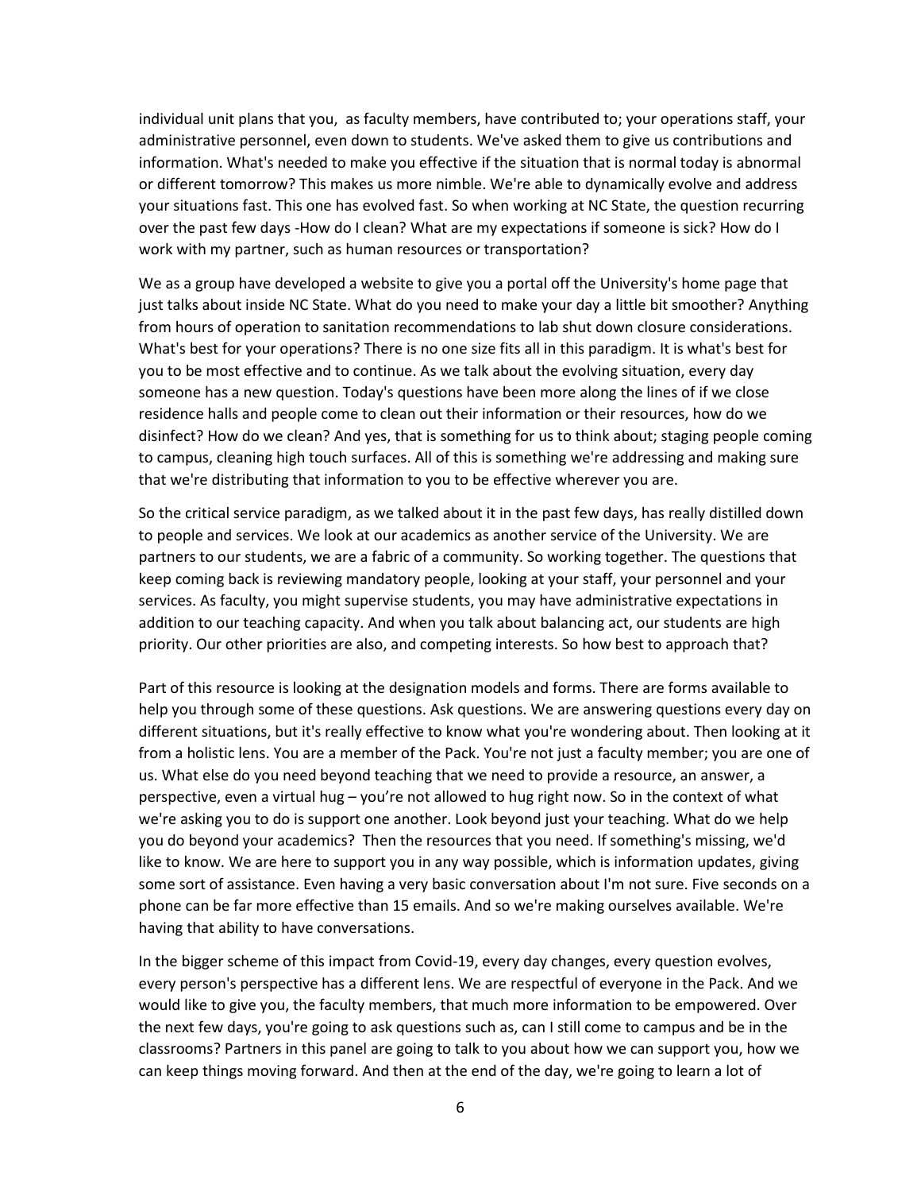individual unit plans that you,  as faculty members, have contributed to; your operations staff, your administrative personnel, even down to students. We've asked them to give us contributions and information. What's needed to make you effective if the situation that is normal today is abnormal or different tomorrow? This makes us more nimble. We're able to dynamically evolve and address your situations fast. This one has evolved fast. So when working at NC State, the question recurring over the past few days -How do I clean? What are my expectations if someone is sick? How do I work with my partner, such as human resources or transportation?

We as a group have developed a website to give you a portal off the University's home page that just talks about inside NC State. What do you need to make your day a little bit smoother? Anything from hours of operation to sanitation recommendations to lab shut down closure considerations. What's best for your operations? There is no one size fits all in this paradigm. It is what's best for you to be most effective and to continue. As we talk about the evolving situation, every day someone has a new question. Today's questions have been more along the lines of if we close residence halls and people come to clean out their information or their resources, how do we disinfect? How do we clean? And yes, that is something for us to think about; staging people coming to campus, cleaning high touch surfaces. All of this is something we're addressing and making sure that we're distributing that information to you to be effective wherever you are.

So the critical service paradigm, as we talked about it in the past few days, has really distilled down to people and services. We look at our academics as another service of the University. We are partners to our students, we are a fabric of a community. So working together. The questions that keep coming back is reviewing mandatory people, looking at your staff, your personnel and your services. As faculty, you might supervise students, you may have administrative expectations in addition to our teaching capacity. And when you talk about balancing act, our students are high priority. Our other priorities are also, and competing interests. So how best to approach that?

Part of this resource is looking at the designation models and forms. There are forms available to help you through some of these questions. Ask questions. We are answering questions every day on different situations, but it's really effective to know what you're wondering about. Then looking at it from a holistic lens. You are a member of the Pack. You're not just a faculty member; you are one of us. What else do you need beyond teaching that we need to provide a resource, an answer, a perspective, even a virtual hug – you're not allowed to hug right now. So in the context of what we're asking you to do is support one another. Look beyond just your teaching. What do we help you do beyond your academics?  Then the resources that you need. If something's missing, we'd like to know. We are here to support you in any way possible, which is information updates, giving some sort of assistance. Even having a very basic conversation about I'm not sure. Five seconds on a phone can be far more effective than 15 emails. And so we're making ourselves available. We're having that ability to have conversations.

In the bigger scheme of this impact from Covid-19, every day changes, every question evolves, every person's perspective has a different lens. We are respectful of everyone in the Pack. And we would like to give you, the faculty members, that much more information to be empowered. Over the next few days, you're going to ask questions such as, can I still come to campus and be in the classrooms? Partners in this panel are going to talk to you about how we can support you, how we can keep things moving forward. And then at the end of the day, we're going to learn a lot of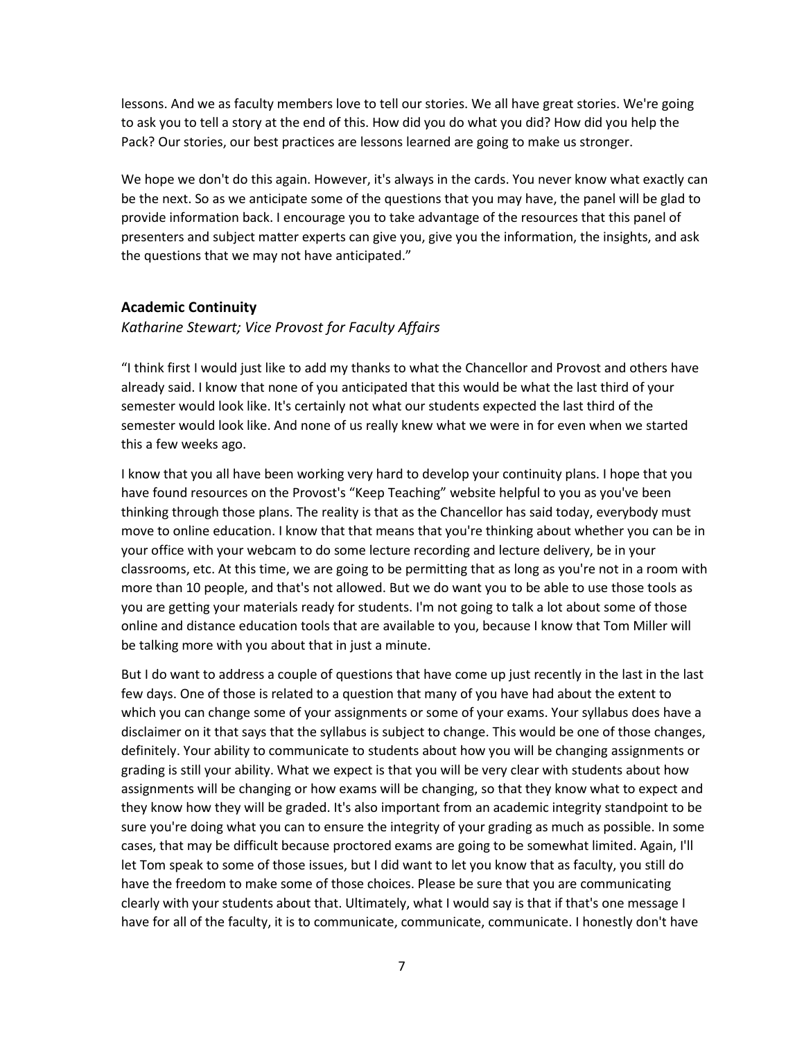lessons. And we as faculty members love to tell our stories. We all have great stories. We're going to ask you to tell a story at the end of this. How did you do what you did? How did you help the Pack? Our stories, our best practices are lessons learned are going to make us stronger.

We hope we don't do this again. However, it's always in the cards. You never know what exactly can be the next. So as we anticipate some of the questions that you may have, the panel will be glad to provide information back. I encourage you to take advantage of the resources that this panel of presenters and subject matter experts can give you, give you the information, the insights, and ask the questions that we may not have anticipated."

### Academic Continuity

*Katharine Stewart; Vice Provost for Faculty Affairs*

"I think first I would just like to add my thanks to what the Chancellor and Provost and others have already said. I know that none of you anticipated that this would be what the last third of your semester would look like. It's certainly not what our students expected the last third of the semester would look like. And none of us really knew what we were in for even when we started this a few weeks ago.

I know that you all have been working very hard to develop your continuity plans. I hope that you have found resources on the Provost's "Keep Teaching" website helpful to you as you've been thinking through those plans. The reality is that as the Chancellor has said today, everybody must move to online education. I know that that means that you're thinking about whether you can be in your office with your webcam to do some lecture recording and lecture delivery, be in your classrooms, etc. At this time, we are going to be permitting that as long as you're not in a room with more than 10 people, and that's not allowed. But we do want you to be able to use those tools as you are getting your materials ready for students. I'm not going to talk a lot about some of those online and distance education tools that are available to you, because I know that Tom Miller will be talking more with you about that in just a minute.

But I do want to address a couple of questions that have come up just recently in the last in the last few days. One of those is related to a question that many of you have had about the extent to which you can change some of your assignments or some of your exams. Your syllabus does have a disclaimer on it that says that the syllabus is subject to change. This would be one of those changes, definitely. Your ability to communicate to students about how you will be changing assignments or grading is still your ability. What we expect is that you will be very clear with students about how assignments will be changing or how exams will be changing, so that they know what to expect and they know how they will be graded. It's also important from an academic integrity standpoint to be sure you're doing what you can to ensure the integrity of your grading as much as possible. In some cases, that may be difficult because proctored exams are going to be somewhat limited. Again, I'll let Tom speak to some of those issues, but I did want to let you know that as faculty, you still do have the freedom to make some of those choices. Please be sure that you are communicating clearly with your students about that. Ultimately, what I would say is that if that's one message I have for all of the faculty, it is to communicate, communicate, communicate. I honestly don't have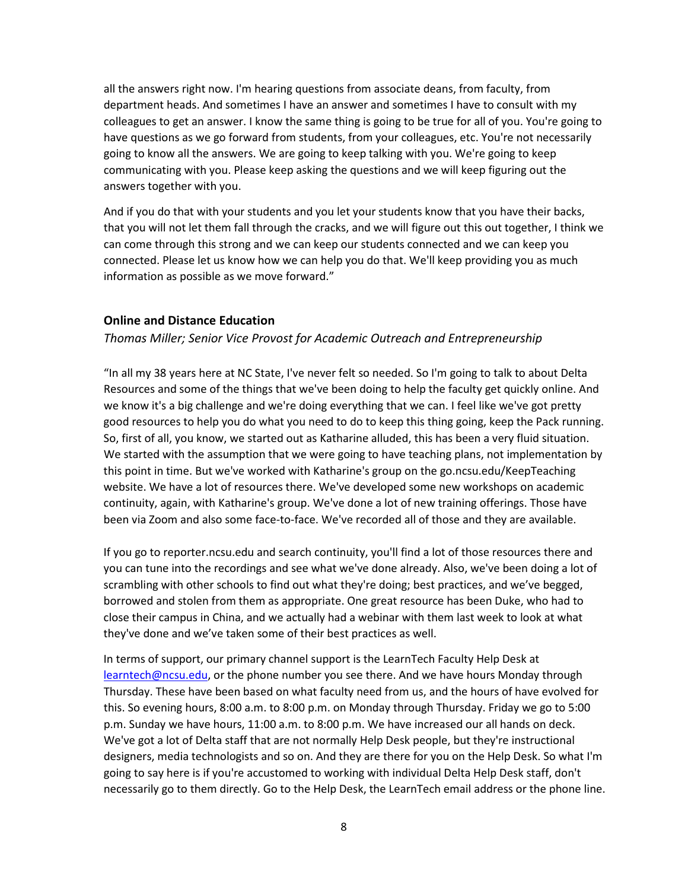all the answers right now. I'm hearing questions from associate deans, from faculty, from department heads. And sometimes I have an answer and sometimes I have to consult with my colleagues to get an answer. I know the same thing is going to be true for all of you. You're going to have questions as we go forward from students, from your colleagues, etc. You're not necessarily going to know all the answers. We are going to keep talking with you. We're going to keep communicating with you. Please keep asking the questions and we will keep figuring out the answers together with you.

And if you do that with your students and you let your students know that you have their backs, that you will not let them fall through the cracks, and we will figure out this out together, I think we can come through this strong and we can keep our students connected and we can keep you connected. Please let us know how we can help you do that. We'll keep providing you as much information as possible as we move forward."

### Online and Distance Education

*Thomas Miller; Senior Vice Provost for Academic Outreach and Entrepreneurship*

"In all my 38 years here at NC State, I've never felt so needed. So I'm going to talk to about Delta Resources and some of the things that we've been doing to help the faculty get quickly online. And we know it's a big challenge and we're doing everything that we can. I feel like we've got pretty good resources to help you do what you need to do to keep this thing going, keep the Pack running. So, first of all, you know, we started out as Katharine alluded, this has been a very fluid situation. We started with the assumption that we were going to have teaching plans, not implementation by this point in time. But we've worked with Katharine's group on the go.ncsu.edu/KeepTeaching website. We have a lot of resources there. We've developed some new workshops on academic continuity, again, with Katharine's group. We've done a lot of new training offerings. Those have been via Zoom and also some face-to-face. We've recorded all of those and they are available.

If you go to reporter.ncsu.edu and search continuity, you'll find a lot of those resources there and you can tune into the recordings and see what we've done already. Also, we've been doing a lot of scrambling with other schools to find out what they're doing; best practices, and we've begged, borrowed and stolen from them as appropriate. One great resource has been Duke, who had to close their campus in China, and we actually had a webinar with them last week to look at what they've done and we've taken some of their best practices as well.

In terms of support, our primary channel support is the LearnTech Faculty Help Desk at learntech@ncsu.edu, or the phone number you see there. And we have hours Monday through Thursday. These have been based on what faculty need from us, and the hours of have evolved for this. So evening hours, 8:00 a.m. to 8:00 p.m. on Monday through Thursday. Friday we go to 5:00 p.m. Sunday we have hours, 11:00 a.m. to 8:00 p.m. We have increased our all hands on deck. We've got a lot of Delta staff that are not normally Help Desk people, but they're instructional designers, media technologists and so on. And they are there for you on the Help Desk. So what I'm going to say here is if you're accustomed to working with individual Delta Help Desk staff, don't necessarily go to them directly. Go to the Help Desk, the LearnTech email address or the phone line.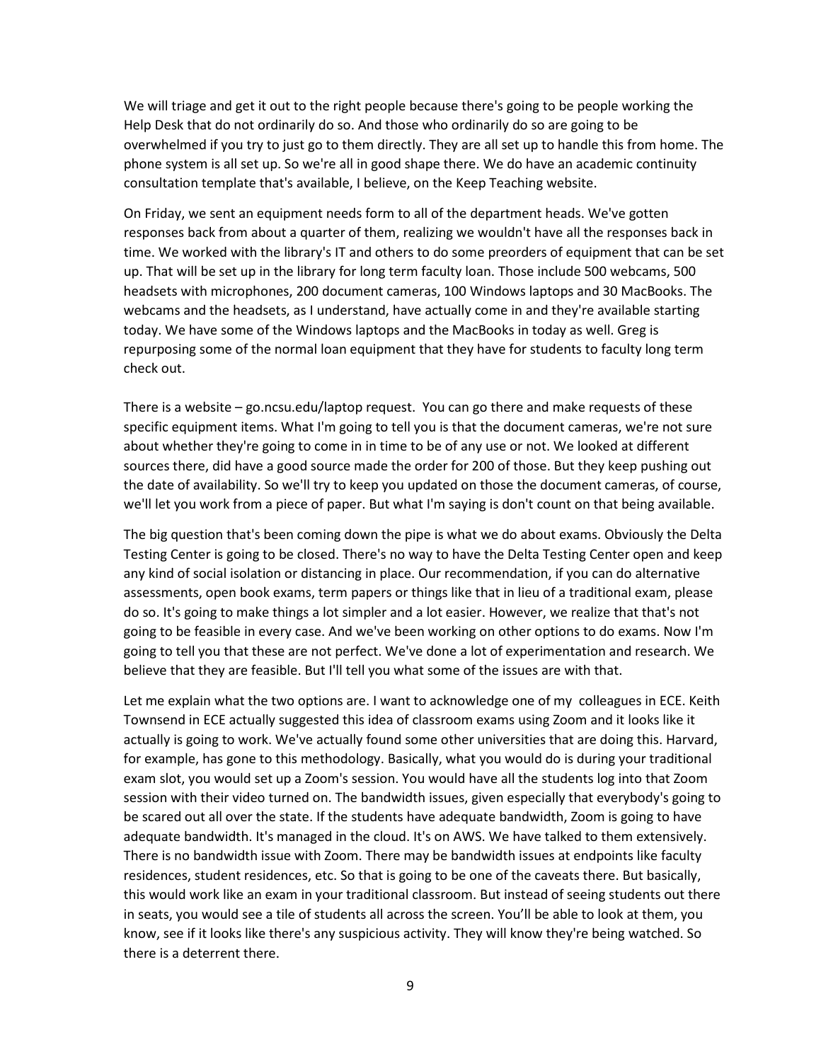We will triage and get it out to the right people because there's going to be people working the Help Desk that do not ordinarily do so. And those who ordinarily do so are going to be overwhelmed if you try to just go to them directly. They are all set up to handle this from home. The phone system is all set up. So we're all in good shape there. We do have an academic continuity consultation template that's available, I believe, on the Keep Teaching website.

On Friday, we sent an equipment needs form to all of the department heads. We've gotten responses back from about a quarter of them, realizing we wouldn't have all the responses back in time. We worked with the library's IT and others to do some preorders of equipment that can be set up. That will be set up in the library for long term faculty loan. Those include 500 webcams, 500 headsets with microphones, 200 document cameras, 100 Windows laptops and 30 MacBooks. The webcams and the headsets, as I understand, have actually come in and they're available starting today. We have some of the Windows laptops and the MacBooks in today as well. Greg is repurposing some of the normal loan equipment that they have for students to faculty long term check out.

There is a website – go.ncsu.edu/laptop request. You can go there and make requests of these specific equipment items. What I'm going to tell you is that the document cameras, we're not sure about whether they're going to come in in time to be of any use or not. We looked at different sources there, did have a good source made the order for 200 of those. But they keep pushing out the date of availability. So we'll try to keep you updated on those the document cameras, of course, we'll let you work from a piece of paper. But what I'm saying is don't count on that being available.

The big question that's been coming down the pipe is what we do about exams. Obviously the Delta Testing Center is going to be closed. There's no way to have the Delta Testing Center open and keep any kind of social isolation or distancing in place. Our recommendation, if you can do alternative assessments, open book exams, term papers or things like that in lieu of a traditional exam, please do so. It's going to make things a lot simpler and a lot easier. However, we realize that that's not going to be feasible in every case. And we've been working on other options to do exams. Now I'm going to tell you that these are not perfect. We've done a lot of experimentation and research. We believe that they are feasible. But I'll tell you what some of the issues are with that.

Let me explain what the two options are. I want to acknowledge one of my colleagues in ECE. Keith Townsend in ECE actually suggested this idea of classroom exams using Zoom and it looks like it actually is going to work. We've actually found some other universities that are doing this. Harvard, for example, has gone to this methodology. Basically, what you would do is during your traditional exam slot, you would set up a Zoom's session. You would have all the students log into that Zoom session with their video turned on. The bandwidth issues, given especially that everybody's going to be scared out all over the state. If the students have adequate bandwidth, Zoom is going to have adequate bandwidth. It's managed in the cloud. It's on AWS. We have talked to them extensively. There is no bandwidth issue with Zoom. There may be bandwidth issues at endpoints like faculty residences, student residences, etc. So that is going to be one of the caveats there. But basically, this would work like an exam in your traditional classroom. But instead of seeing students out there in seats, you would see a tile of students all across the screen. You'll be able to look at them, you know, see if it looks like there's any suspicious activity. They will know they're being watched. So there is a deterrent there.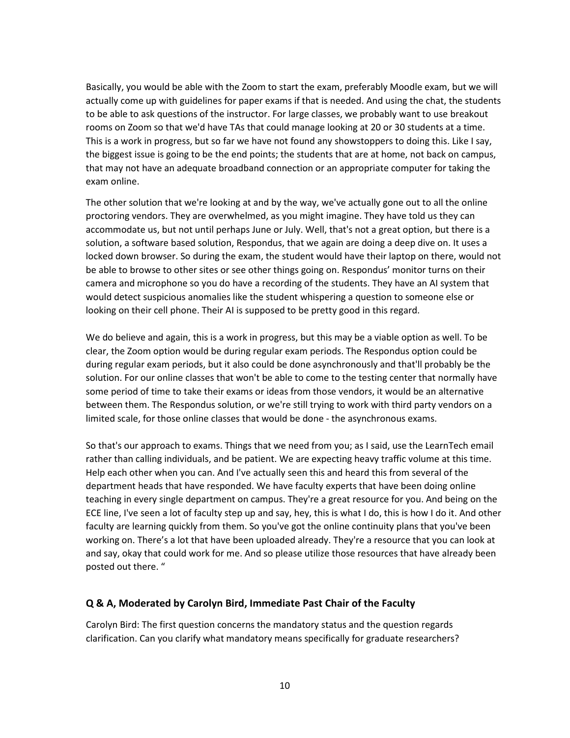Basically, you would be able with the Zoom to start the exam, preferably Moodle exam, but we will actually come up with guidelines for paper exams if that is needed. And using the chat, the students to be able to ask questions of the instructor. For large classes, we probably want to use breakout rooms on Zoom so that we'd have TAs that could manage looking at 20 or 30 students at a time. This is a work in progress, but so far we have not found any showstoppers to doing this. Like I say, the biggest issue is going to be the end points; the students that are at home, not back on campus, that may not have an adequate broadband connection or an appropriate computer for taking the exam online.

The other solution that we're looking at and by the way, we've actually gone out to all the online proctoring vendors. They are overwhelmed, as you might imagine. They have told us they can accommodate us, but not until perhaps June or July. Well, that's not a great option, but there is a solution, a software based solution, Respondus, that we again are doing a deep dive on. It uses a locked down browser. So during the exam, the student would have their laptop on there, would not be able to browse to other sites or see other things going on. Respondus' monitor turns on their camera and microphone so you do have a recording of the students. They have an AI system that would detect suspicious anomalies like the student whispering a question to someone else or looking on their cell phone. Their AI is supposed to be pretty good in this regard.

We do believe and again, this is a work in progress, but this may be a viable option as well. To be clear, the Zoom option would be during regular exam periods. The Respondus option could be during regular exam periods, but it also could be done asynchronously and that'll probably be the solution. For our online classes that won't be able to come to the testing center that normally have some period of time to take their exams or ideas from those vendors, it would be an alternative between them. The Respondus solution, or we're still trying to work with third party vendors on a limited scale, for those online classes that would be done - the asynchronous exams.

So that's our approach to exams. Things that we need from you; as I said, use the LearnTech email rather than calling individuals, and be patient. We are expecting heavy traffic volume at this time. Help each other when you can. And I've actually seen this and heard this from several of the department heads that have responded. We have faculty experts that have been doing online teaching in every single department on campus. They're a great resource for you. And being on the ECE line, I've seen a lot of faculty step up and say, hey, this is what I do, this is how I do it. And other faculty are learning quickly from them. So you've got the online continuity plans that you've been working on. There's a lot that have been uploaded already. They're a resource that you can look at and say, okay that could work for me. And so please utilize those resources that have already been posted out there. "

## Q & A, Moderated by Carolyn Bird, Immediate Past Chair of the Faculty

Carolyn Bird: The first question concerns the mandatory status and the question regards clarification. Can you clarify what mandatory means specifically for graduate researchers?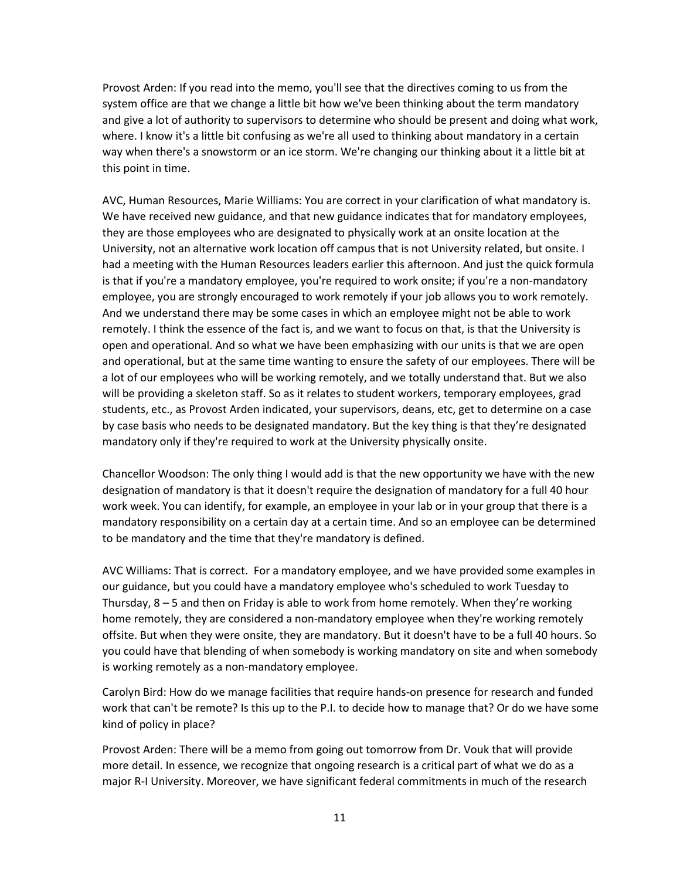Provost Arden: If you read into the memo, you'll see that the directives coming to us from the system office are that we change a little bit how we've been thinking about the term mandatory and give a lot of authority to supervisors to determine who should be present and doing what work, where. I know it's a little bit confusing as we're all used to thinking about mandatory in a certain way when there's a snowstorm or an ice storm. We're changing our thinking about it a little bit at this point in time.

AVC, Human Resources, Marie Williams: You are correct in your clarification of what mandatory is. We have received new guidance, and that new guidance indicates that for mandatory employees, they are those employees who are designated to physically work at an onsite location at the University, not an alternative work location off campus that is not University related, but onsite. I had a meeting with the Human Resources leaders earlier this afternoon. And just the quick formula is that if you're a mandatory employee, you're required to work onsite; if you're a non-mandatory employee, you are strongly encouraged to work remotely if your job allows you to work remotely. And we understand there may be some cases in which an employee might not be able to work remotely. I think the essence of the fact is, and we want to focus on that, is that the University is open and operational. And so what we have been emphasizing with our units is that we are open and operational, but at the same time wanting to ensure the safety of our employees. There will be a lot of our employees who will be working remotely, and we totally understand that. But we also will be providing a skeleton staff. So as it relates to student workers, temporary employees, grad students, etc., as Provost Arden indicated, your supervisors, deans, etc, get to determine on a case by case basis who needs to be designated mandatory. But the key thing is that they're designated mandatory only if they're required to work at the University physically onsite.

Chancellor Woodson: The only thing I would add is that the new opportunity we have with the new designation of mandatory is that it doesn't require the designation of mandatory for a full 40 hour work week. You can identify, for example, an employee in your lab or in your group that there is a mandatory responsibility on a certain day at a certain time. And so an employee can be determined to be mandatory and the time that they're mandatory is defined.

AVC Williams: That is correct. For a mandatory employee, and we have provided some examples in our guidance, but you could have a mandatory employee who's scheduled to work Tuesday to Thursday, 8 – 5 and then on Friday is able to work from home remotely. When they're working home remotely, they are considered a non-mandatory employee when they're working remotely offsite. But when they were onsite, they are mandatory. But it doesn't have to be a full 40 hours. So you could have that blending of when somebody is working mandatory on site and when somebody is working remotely as a non-mandatory employee.

Carolyn Bird: How do we manage facilities that require hands-on presence for research and funded work that can't be remote? Is this up to the P.I. to decide how to manage that? Or do we have some kind of policy in place?

Provost Arden: There will be a memo from going out tomorrow from Dr. Vouk that will provide more detail. In essence, we recognize that ongoing research is a critical part of what we do as a major R-I University. Moreover, we have significant federal commitments in much of the research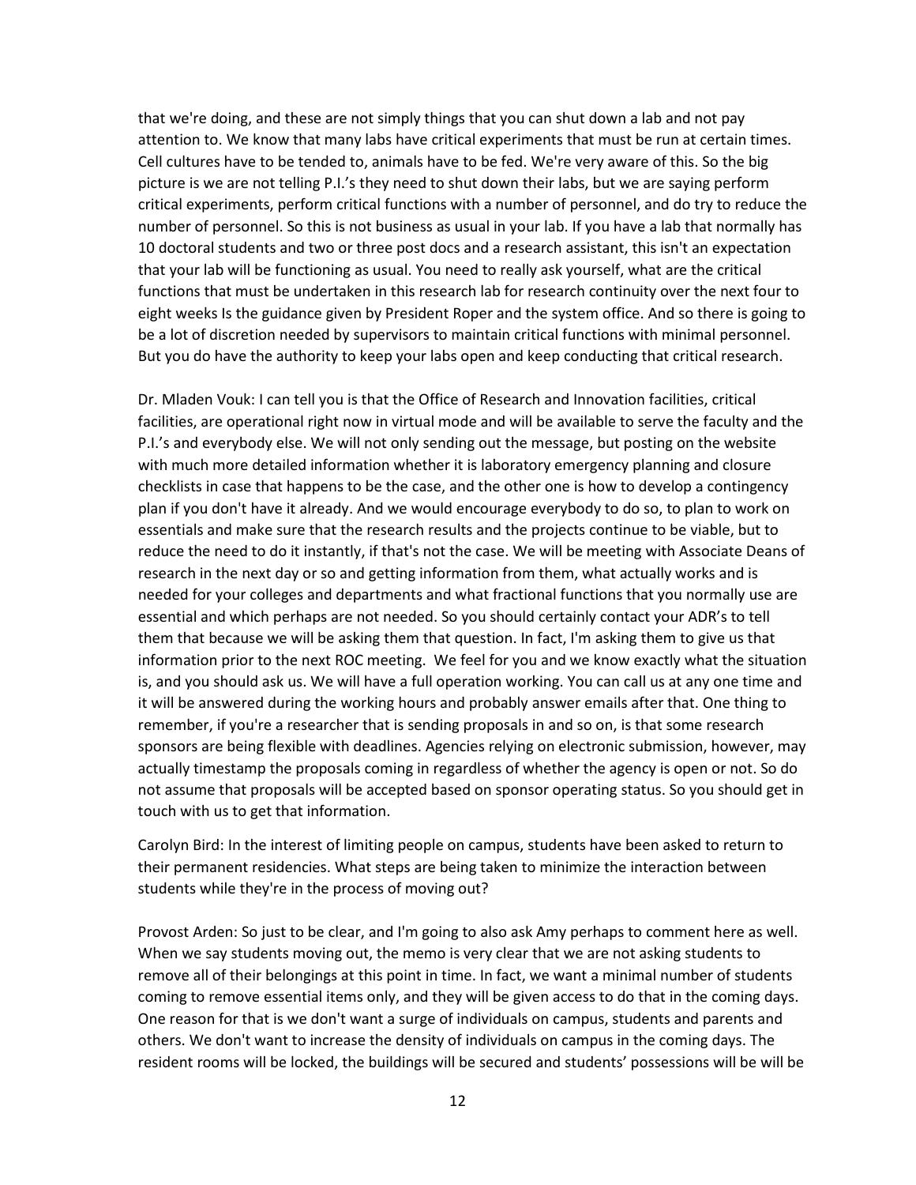that we're doing, and these are not simply things that you can shut down a lab and not pay attention to. We know that many labs have critical experiments that must be run at certain times. Cell cultures have to be tended to, animals have to be fed. We're very aware of this. So the big picture is we are not telling P.I.'s they need to shut down their labs, but we are saying perform critical experiments, perform critical functions with a number of personnel, and do try to reduce the number of personnel. So this is not business as usual in your lab. If you have a lab that normally has 10 doctoral students and two or three post docs and a research assistant, this isn't an expectation that your lab will be functioning as usual. You need to really ask yourself, what are the critical functions that must be undertaken in this research lab for research continuity over the next four to eight weeks Is the guidance given by President Roper and the system office. And so there is going to be a lot of discretion needed by supervisors to maintain critical functions with minimal personnel. But you do have the authority to keep your labs open and keep conducting that critical research.

Dr. Mladen Vouk: I can tell you is that the Office of Research and Innovation facilities, critical facilities, are operational right now in virtual mode and will be available to serve the faculty and the P.I.'s and everybody else. We will not only sending out the message, but posting on the website with much more detailed information whether it is laboratory emergency planning and closure checklists in case that happens to be the case, and the other one is how to develop a contingency plan if you don't have it already. And we would encourage everybody to do so, to plan to work on essentials and make sure that the research results and the projects continue to be viable, but to reduce the need to do it instantly, if that's not the case. We will be meeting with Associate Deans of research in the next day or so and getting information from them, what actually works and is needed for your colleges and departments and what fractional functions that you normally use are essential and which perhaps are not needed. So you should certainly contact your ADR's to tell them that because we will be asking them that question. In fact, I'm asking them to give us that information prior to the next ROC meeting. We feel for you and we know exactly what the situation is, and you should ask us. We will have a full operation working. You can call us at any one time and it will be answered during the working hours and probably answer emails after that. One thing to remember, if you're a researcher that is sending proposals in and so on, is that some research sponsors are being flexible with deadlines. Agencies relying on electronic submission, however, may actually timestamp the proposals coming in regardless of whether the agency is open or not. So do not assume that proposals will be accepted based on sponsor operating status. So you should get in touch with us to get that information.

Carolyn Bird: In the interest of limiting people on campus, students have been asked to return to their permanent residencies. What steps are being taken to minimize the interaction between students while they're in the process of moving out?

Provost Arden: So just to be clear, and I'm going to also ask Amy perhaps to comment here as well. When we say students moving out, the memo is very clear that we are not asking students to remove all of their belongings at this point in time. In fact, we want a minimal number of students coming to remove essential items only, and they will be given access to do that in the coming days. One reason for that is we don't want a surge of individuals on campus, students and parents and others. We don't want to increase the density of individuals on campus in the coming days. The resident rooms will be locked, the buildings will be secured and students' possessions will be will be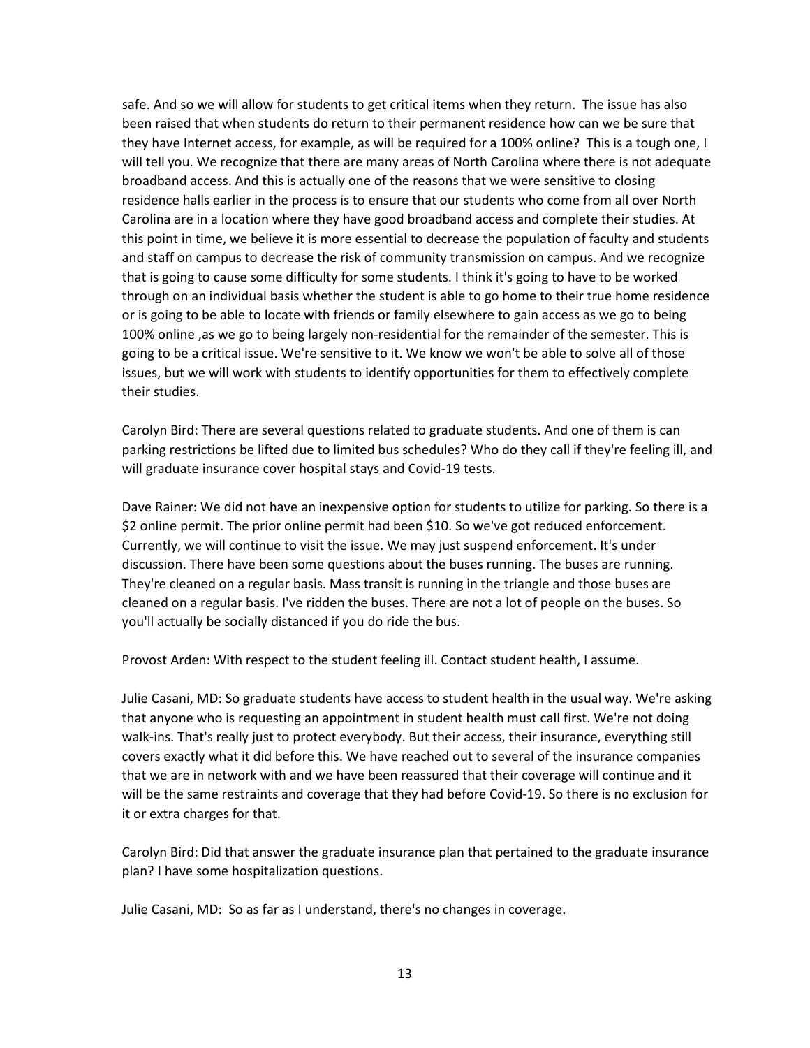safe. And so we will allow for students to get critical items when they return. The issue has also been raised that when students do return to their permanent residence how can we be sure that they have Internet access, for example, as will be required for a 100% online? This is a tough one, I will tell you. We recognize that there are many areas of North Carolina where there is not adequate broadband access. And this is actually one of the reasons that we were sensitive to closing residence halls earlier in the process is to ensure that our students who come from all over North Carolina are in a location where they have good broadband access and complete their studies. At this point in time, we believe it is more essential to decrease the population of faculty and students and staff on campus to decrease the risk of community transmission on campus. And we recognize that is going to cause some difficulty for some students. I think it's going to have to be worked through on an individual basis whether the student is able to go home to their true home residence or is going to be able to locate with friends or family elsewhere to gain access as we go to being 100% online ,as we go to being largely non-residential for the remainder of the semester. This is going to be a critical issue. We're sensitive to it. We know we won't be able to solve all of those issues, but we will work with students to identify opportunities for them to effectively complete their studies.

Carolyn Bird: There are several questions related to graduate students. And one of them is can parking restrictions be lifted due to limited bus schedules? Who do they call if they're feeling ill, and will graduate insurance cover hospital stays and Covid-19 tests.

Dave Rainer: We did not have an inexpensive option for students to utilize for parking. So there is a $2 online permit. The prior online permit had been $10. So we've got reduced enforcement. Currently, we will continue to visit the issue. We may just suspend enforcement. It's under discussion. There have been some questions about the buses running. The buses are running. They're cleaned on a regular basis. Mass transit is running in the triangle and those buses are cleaned on a regular basis. I've ridden the buses. There are not a lot of people on the buses. So you'll actually be socially distanced if you do ride the bus.

Provost Arden: With respect to the student feeling ill. Contact student health, I assume.

Julie Casani, MD: So graduate students have access to student health in the usual way. We're asking that anyone who is requesting an appointment in student health must call first. We're not doing walk-ins. That's really just to protect everybody. But their access, their insurance, everything still covers exactly what it did before this. We have reached out to several of the insurance companies that we are in network with and we have been reassured that their coverage will continue and it will be the same restraints and coverage that they had before Covid-19. So there is no exclusion for it or extra charges for that.

Carolyn Bird: Did that answer the graduate insurance plan that pertained to the graduate insurance plan? I have some hospitalization questions.

Julie Casani, MD: So as far as I understand, there's no changes in coverage.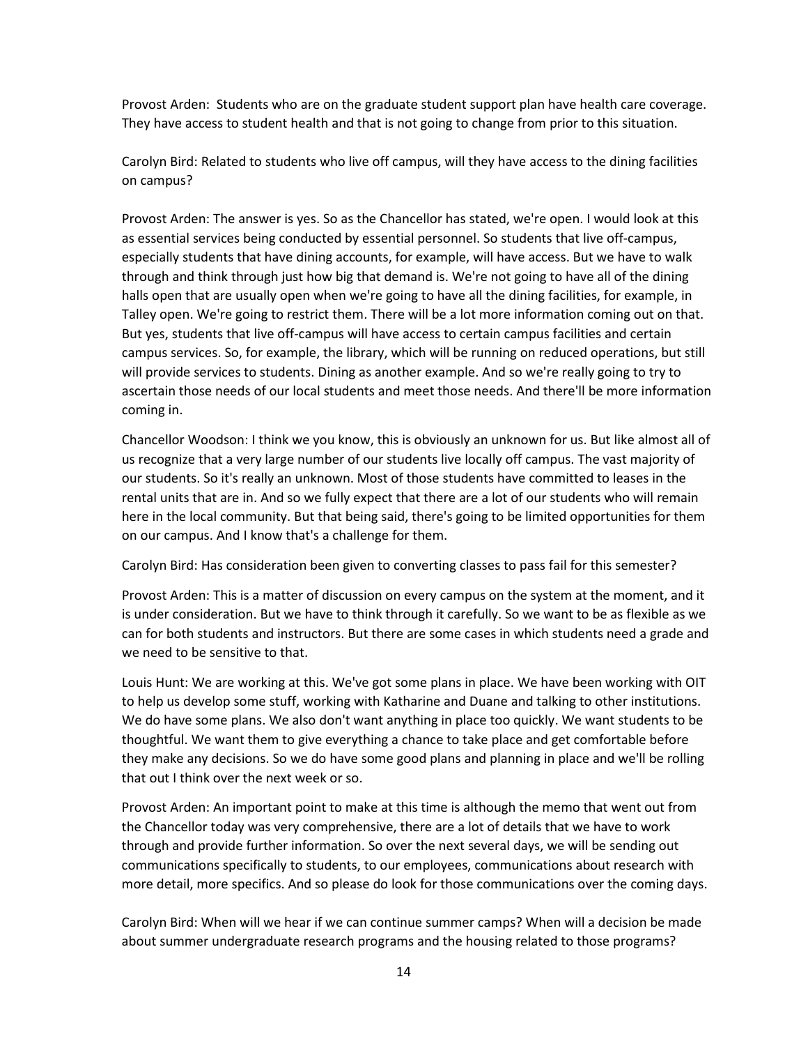Provost Arden: Students who are on the graduate student support plan have health care coverage. They have access to student health and that is not going to change from prior to this situation.

Carolyn Bird: Related to students who live off campus, will they have access to the dining facilities on campus?

Provost Arden: The answer is yes. So as the Chancellor has stated, we're open. I would look at this as essential services being conducted by essential personnel. So students that live off-campus, especially students that have dining accounts, for example, will have access. But we have to walk through and think through just how big that demand is. We're not going to have all of the dining halls open that are usually open when we're going to have all the dining facilities, for example, in Talley open. We're going to restrict them. There will be a lot more information coming out on that. But yes, students that live off-campus will have access to certain campus facilities and certain campus services. So, for example, the library, which will be running on reduced operations, but still will provide services to students. Dining as another example. And so we're really going to try to ascertain those needs of our local students and meet those needs. And there'll be more information coming in.

Chancellor Woodson: I think we you know, this is obviously an unknown for us. But like almost all of us recognize that a very large number of our students live locally off campus. The vast majority of our students. So it's really an unknown. Most of those students have committed to leases in the rental units that are in. And so we fully expect that there are a lot of our students who will remain here in the local community. But that being said, there's going to be limited opportunities for them on our campus. And I know that's a challenge for them.

Carolyn Bird: Has consideration been given to converting classes to pass fail for this semester?

Provost Arden: This is a matter of discussion on every campus on the system at the moment, and it is under consideration. But we have to think through it carefully. So we want to be as flexible as we can for both students and instructors. But there are some cases in which students need a grade and we need to be sensitive to that.

Louis Hunt: We are working at this. We've got some plans in place. We have been working with OIT to help us develop some stuff, working with Katharine and Duane and talking to other institutions. We do have some plans. We also don't want anything in place too quickly. We want students to be thoughtful. We want them to give everything a chance to take place and get comfortable before they make any decisions. So we do have some good plans and planning in place and we'll be rolling that out I think over the next week or so.

Provost Arden: An important point to make at this time is although the memo that went out from the Chancellor today was very comprehensive, there are a lot of details that we have to work through and provide further information. So over the next several days, we will be sending out communications specifically to students, to our employees, communications about research with more detail, more specifics. And so please do look for those communications over the coming days.

Carolyn Bird: When will we hear if we can continue summer camps? When will a decision be made about summer undergraduate research programs and the housing related to those programs?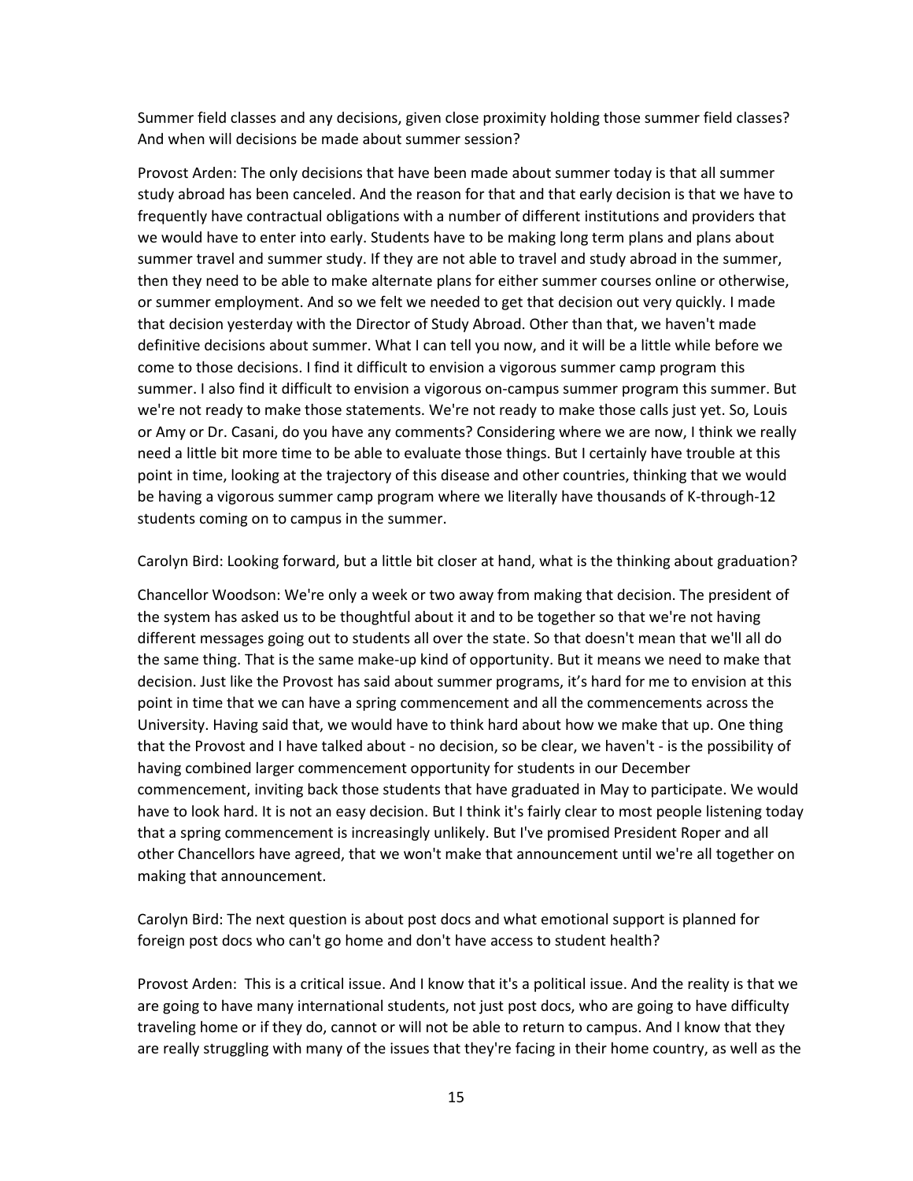Summer field classes and any decisions, given close proximity holding those summer field classes? And when will decisions be made about summer session?

Provost Arden: The only decisions that have been made about summer today is that all summer study abroad has been canceled. And the reason for that and that early decision is that we have to frequently have contractual obligations with a number of different institutions and providers that we would have to enter into early. Students have to be making long term plans and plans about summer travel and summer study. If they are not able to travel and study abroad in the summer, then they need to be able to make alternate plans for either summer courses online or otherwise, or summer employment. And so we felt we needed to get that decision out very quickly. I made that decision yesterday with the Director of Study Abroad. Other than that, we haven't made definitive decisions about summer. What I can tell you now, and it will be a little while before we come to those decisions. I find it difficult to envision a vigorous summer camp program this summer. I also find it difficult to envision a vigorous on-campus summer program this summer. But we're not ready to make those statements. We're not ready to make those calls just yet. So, Louis or Amy or Dr. Casani, do you have any comments? Considering where we are now, I think we really need a little bit more time to be able to evaluate those things. But I certainly have trouble at this point in time, looking at the trajectory of this disease and other countries, thinking that we would be having a vigorous summer camp program where we literally have thousands of K-through-12 students coming on to campus in the summer.

Carolyn Bird: Looking forward, but a little bit closer at hand, what is the thinking about graduation?

Chancellor Woodson: We're only a week or two away from making that decision. The president of the system has asked us to be thoughtful about it and to be together so that we're not having different messages going out to students all over the state. So that doesn't mean that we'll all do the same thing. That is the same make-up kind of opportunity. But it means we need to make that decision. Just like the Provost has said about summer programs, it's hard for me to envision at this point in time that we can have a spring commencement and all the commencements across the University. Having said that, we would have to think hard about how we make that up. One thing that the Provost and I have talked about - no decision, so be clear, we haven't - is the possibility of having combined larger commencement opportunity for students in our December commencement, inviting back those students that have graduated in May to participate. We would have to look hard. It is not an easy decision. But I think it's fairly clear to most people listening today that a spring commencement is increasingly unlikely. But I've promised President Roper and all other Chancellors have agreed, that we won't make that announcement until we're all together on making that announcement.

Carolyn Bird: The next question is about post docs and what emotional support is planned for foreign post docs who can't go home and don't have access to student health?

Provost Arden: This is a critical issue. And I know that it's a political issue. And the reality is that we are going to have many international students, not just post docs, who are going to have difficulty traveling home or if they do, cannot or will not be able to return to campus. And I know that they are really struggling with many of the issues that they're facing in their home country, as well as the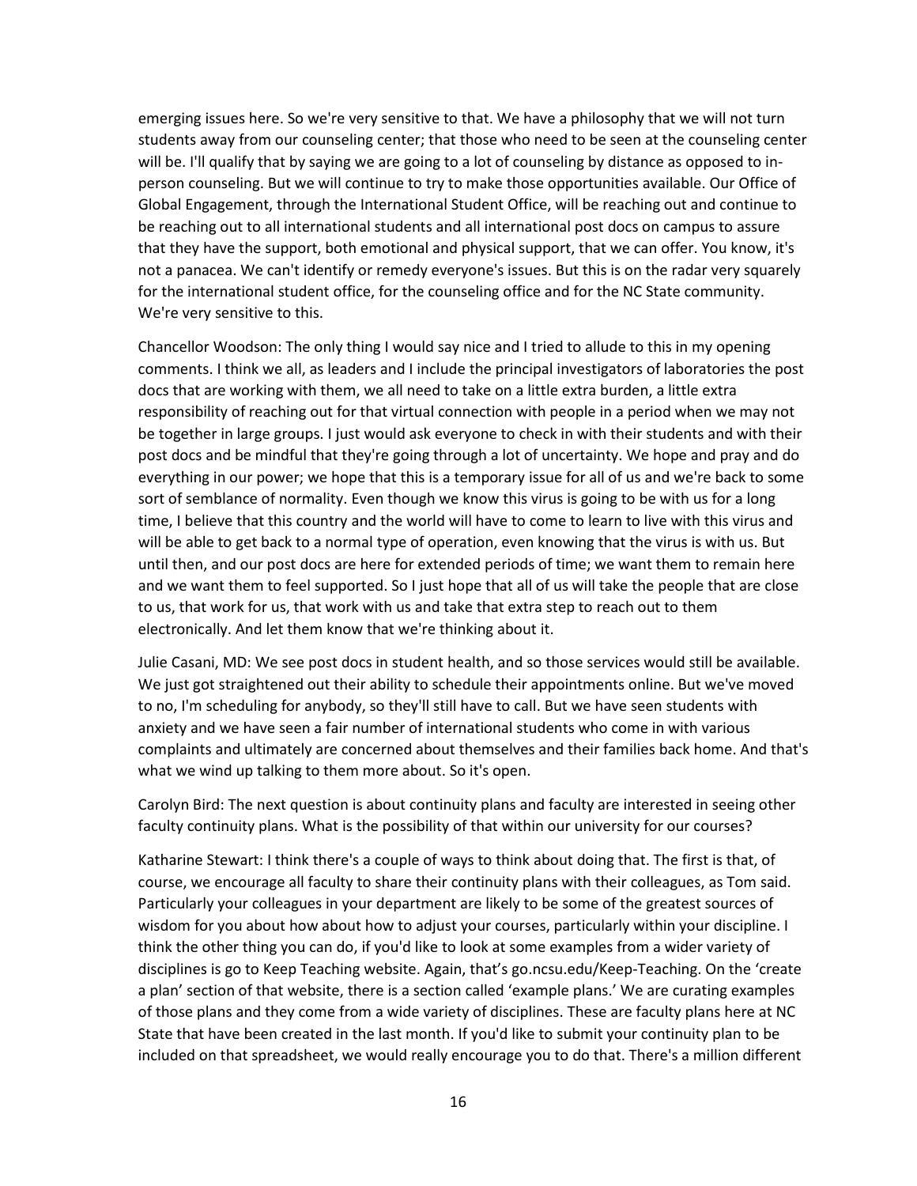emerging issues here. So we're very sensitive to that. We have a philosophy that we will not turn students away from our counseling center; that those who need to be seen at the counseling center will be. I'll qualify that by saying we are going to a lot of counseling by distance as opposed to in-person counseling. But we will continue to try to make those opportunities available. Our Office of Global Engagement, through the International Student Office, will be reaching out and continue to be reaching out to all international students and all international post docs on campus to assure that they have the support, both emotional and physical support, that we can offer. You know, it's not a panacea. We can't identify or remedy everyone's issues. But this is on the radar very squarely for the international student office, for the counseling office and for the NC State community. We're very sensitive to this.

Chancellor Woodson: The only thing I would say nice and I tried to allude to this in my opening comments. I think we all, as leaders and I include the principal investigators of laboratories the post docs that are working with them, we all need to take on a little extra burden, a little extra responsibility of reaching out for that virtual connection with people in a period when we may not be together in large groups. I just would ask everyone to check in with their students and with their post docs and be mindful that they're going through a lot of uncertainty. We hope and pray and do everything in our power; we hope that this is a temporary issue for all of us and we're back to some sort of semblance of normality. Even though we know this virus is going to be with us for a long time, I believe that this country and the world will have to come to learn to live with this virus and will be able to get back to a normal type of operation, even knowing that the virus is with us. But until then, and our post docs are here for extended periods of time; we want them to remain here and we want them to feel supported. So I just hope that all of us will take the people that are close to us, that work for us, that work with us and take that extra step to reach out to them electronically. And let them know that we're thinking about it.

Julie Casani, MD: We see post docs in student health, and so those services would still be available. We just got straightened out their ability to schedule their appointments online. But we've moved to no, I'm scheduling for anybody, so they'll still have to call. But we have seen students with anxiety and we have seen a fair number of international students who come in with various complaints and ultimately are concerned about themselves and their families back home. And that's what we wind up talking to them more about. So it's open.

Carolyn Bird: The next question is about continuity plans and faculty are interested in seeing other faculty continuity plans. What is the possibility of that within our university for our courses?

Katharine Stewart: I think there's a couple of ways to think about doing that. The first is that, of course, we encourage all faculty to share their continuity plans with their colleagues, as Tom said. Particularly your colleagues in your department are likely to be some of the greatest sources of wisdom for you about how about how to adjust your courses, particularly within your discipline. I think the other thing you can do, if you'd like to look at some examples from a wider variety of disciplines is go to Keep Teaching website. Again, that's go.ncsu.edu/Keep-Teaching. On the 'create a plan' section of that website, there is a section called 'example plans.' We are curating examples of those plans and they come from a wide variety of disciplines. These are faculty plans here at NC State that have been created in the last month. If you'd like to submit your continuity plan to be included on that spreadsheet, we would really encourage you to do that. There's a million different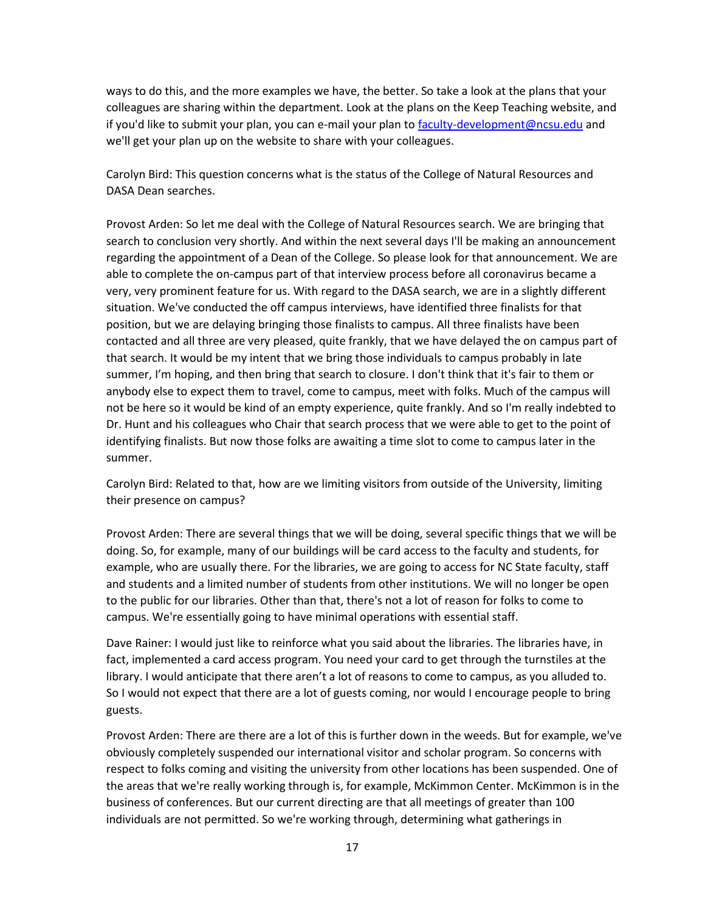ways to do this, and the more examples we have, the better. So take a look at the plans that your colleagues are sharing within the department. Look at the plans on the Keep Teaching website, and if you'd like to submit your plan, you can e-mail your plan to faculty-development@ncsu.edu and we'll get your plan up on the website to share with your colleagues.

Carolyn Bird: This question concerns what is the status of the College of Natural Resources and DASA Dean searches.

Provost Arden: So let me deal with the College of Natural Resources search. We are bringing that search to conclusion very shortly. And within the next several days I'll be making an announcement regarding the appointment of a Dean of the College. So please look for that announcement. We are able to complete the on-campus part of that interview process before all coronavirus became a very, very prominent feature for us. With regard to the DASA search, we are in a slightly different situation. We've conducted the off campus interviews, have identified three finalists for that position, but we are delaying bringing those finalists to campus. All three finalists have been contacted and all three are very pleased, quite frankly, that we have delayed the on campus part of that search. It would be my intent that we bring those individuals to campus probably in late summer, I'm hoping, and then bring that search to closure. I don't think that it's fair to them or anybody else to expect them to travel, come to campus, meet with folks. Much of the campus will not be here so it would be kind of an empty experience, quite frankly. And so I'm really indebted to Dr. Hunt and his colleagues who Chair that search process that we were able to get to the point of identifying finalists. But now those folks are awaiting a time slot to come to campus later in the summer.

Carolyn Bird: Related to that, how are we limiting visitors from outside of the University, limiting their presence on campus?

Provost Arden: There are several things that we will be doing, several specific things that we will be doing. So, for example, many of our buildings will be card access to the faculty and students, for example, who are usually there. For the libraries, we are going to access for NC State faculty, staff and students and a limited number of students from other institutions. We will no longer be open to the public for our libraries. Other than that, there's not a lot of reason for folks to come to campus. We're essentially going to have minimal operations with essential staff.

Dave Rainer: I would just like to reinforce what you said about the libraries. The libraries have, in fact, implemented a card access program. You need your card to get through the turnstiles at the library. I would anticipate that there aren't a lot of reasons to come to campus, as you alluded to. So I would not expect that there are a lot of guests coming, nor would I encourage people to bring guests.

Provost Arden: There are there are a lot of this is further down in the weeds. But for example, we've obviously completely suspended our international visitor and scholar program. So concerns with respect to folks coming and visiting the university from other locations has been suspended. One of the areas that we're really working through is, for example, McKimmon Center. McKimmon is in the business of conferences. But our current directing are that all meetings of greater than 100 individuals are not permitted. So we're working through, determining what gatherings in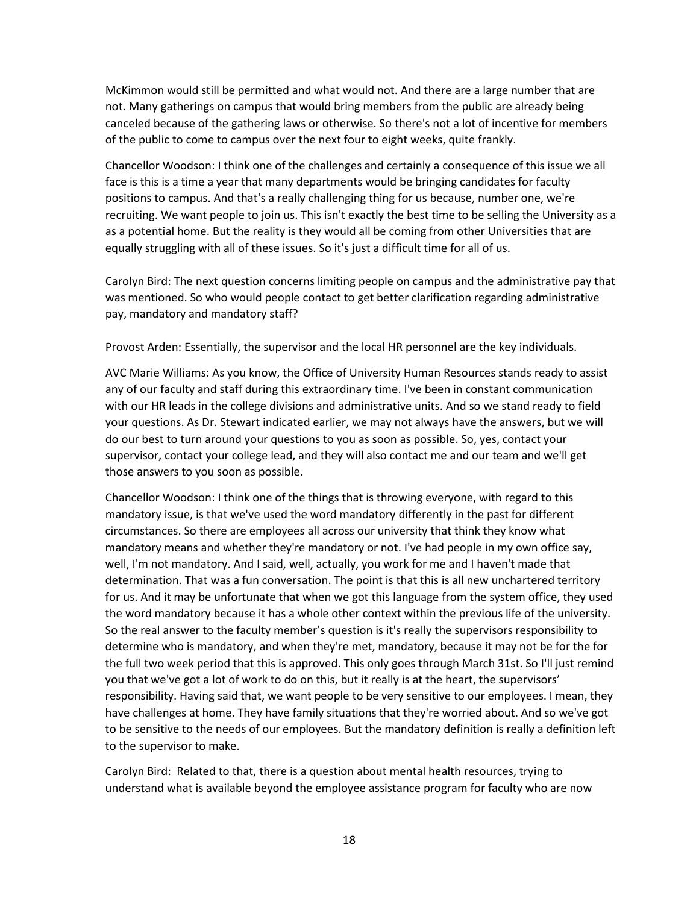McKimmon would still be permitted and what would not. And there are a large number that are not. Many gatherings on campus that would bring members from the public are already being canceled because of the gathering laws or otherwise. So there's not a lot of incentive for members of the public to come to campus over the next four to eight weeks, quite frankly.

Chancellor Woodson: I think one of the challenges and certainly a consequence of this issue we all face is this is a time a year that many departments would be bringing candidates for faculty positions to campus. And that's a really challenging thing for us because, number one, we're recruiting. We want people to join us. This isn't exactly the best time to be selling the University as a as a potential home. But the reality is they would all be coming from other Universities that are equally struggling with all of these issues. So it's just a difficult time for all of us.

Carolyn Bird: The next question concerns limiting people on campus and the administrative pay that was mentioned. So who would people contact to get better clarification regarding administrative pay, mandatory and mandatory staff?

Provost Arden: Essentially, the supervisor and the local HR personnel are the key individuals.

AVC Marie Williams: As you know, the Office of University Human Resources stands ready to assist any of our faculty and staff during this extraordinary time. I've been in constant communication with our HR leads in the college divisions and administrative units. And so we stand ready to field your questions. As Dr. Stewart indicated earlier, we may not always have the answers, but we will do our best to turn around your questions to you as soon as possible. So, yes, contact your supervisor, contact your college lead, and they will also contact me and our team and we'll get those answers to you soon as possible.

Chancellor Woodson: I think one of the things that is throwing everyone, with regard to this mandatory issue, is that we've used the word mandatory differently in the past for different circumstances. So there are employees all across our university that think they know what mandatory means and whether they're mandatory or not. I've had people in my own office say, well, I'm not mandatory. And I said, well, actually, you work for me and I haven't made that determination. That was a fun conversation. The point is that this is all new unchartered territory for us. And it may be unfortunate that when we got this language from the system office, they used the word mandatory because it has a whole other context within the previous life of the university. So the real answer to the faculty member's question is it's really the supervisors responsibility to determine who is mandatory, and when they're met, mandatory, because it may not be for the for the full two week period that this is approved. This only goes through March 31st. So I'll just remind you that we've got a lot of work to do on this, but it really is at the heart, the supervisors' responsibility. Having said that, we want people to be very sensitive to our employees. I mean, they have challenges at home. They have family situations that they're worried about. And so we've got to be sensitive to the needs of our employees. But the mandatory definition is really a definition left to the supervisor to make.

Carolyn Bird: Related to that, there is a question about mental health resources, trying to understand what is available beyond the employee assistance program for faculty who are now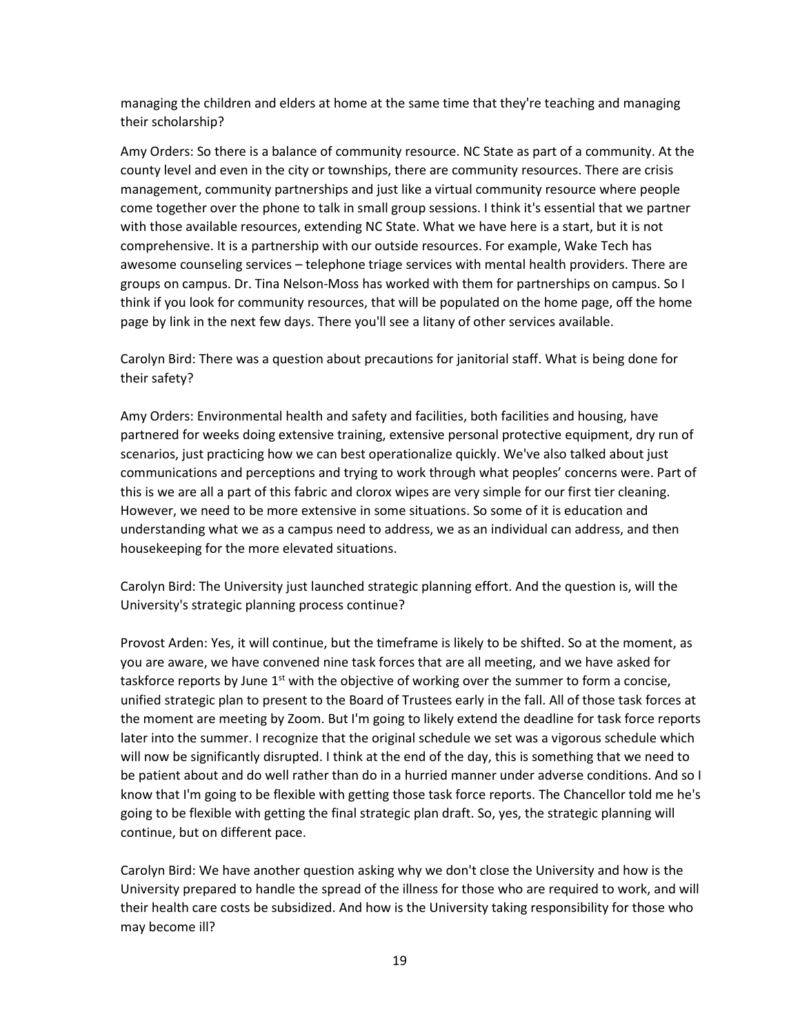managing the children and elders at home at the same time that they're teaching and managing their scholarship?

Amy Orders: So there is a balance of community resource. NC State as part of a community. At the county level and even in the city or townships, there are community resources. There are crisis management, community partnerships and just like a virtual community resource where people come together over the phone to talk in small group sessions. I think it's essential that we partner with those available resources, extending NC State. What we have here is a start, but it is not comprehensive. It is a partnership with our outside resources. For example, Wake Tech has awesome counseling services – telephone triage services with mental health providers. There are groups on campus. Dr. Tina Nelson-Moss has worked with them for partnerships on campus. So I think if you look for community resources, that will be populated on the home page, off the home page by link in the next few days. There you'll see a litany of other services available.

Carolyn Bird: There was a question about precautions for janitorial staff. What is being done for their safety?

Amy Orders: Environmental health and safety and facilities, both facilities and housing, have partnered for weeks doing extensive training, extensive personal protective equipment, dry run of scenarios, just practicing how we can best operationalize quickly. We've also talked about just communications and perceptions and trying to work through what peoples' concerns were. Part of this is we are all a part of this fabric and clorox wipes are very simple for our first tier cleaning. However, we need to be more extensive in some situations. So some of it is education and understanding what we as a campus need to address, we as an individual can address, and then housekeeping for the more elevated situations.

Carolyn Bird: The University just launched strategic planning effort. And the question is, will the University's strategic planning process continue?

Provost Arden: Yes, it will continue, but the timeframe is likely to be shifted. So at the moment, as you are aware, we have convened nine task forces that are all meeting, and we have asked for taskforce reports by June 1st with the objective of working over the summer to form a concise, unified strategic plan to present to the Board of Trustees early in the fall. All of those task forces at the moment are meeting by Zoom. But I'm going to likely extend the deadline for task force reports later into the summer. I recognize that the original schedule we set was a vigorous schedule which will now be significantly disrupted. I think at the end of the day, this is something that we need to be patient about and do well rather than do in a hurried manner under adverse conditions. And so I know that I'm going to be flexible with getting those task force reports. The Chancellor told me he's going to be flexible with getting the final strategic plan draft. So, yes, the strategic planning will continue, but on different pace.

Carolyn Bird: We have another question asking why we don't close the University and how is the University prepared to handle the spread of the illness for those who are required to work, and will their health care costs be subsidized. And how is the University taking responsibility for those who may become ill?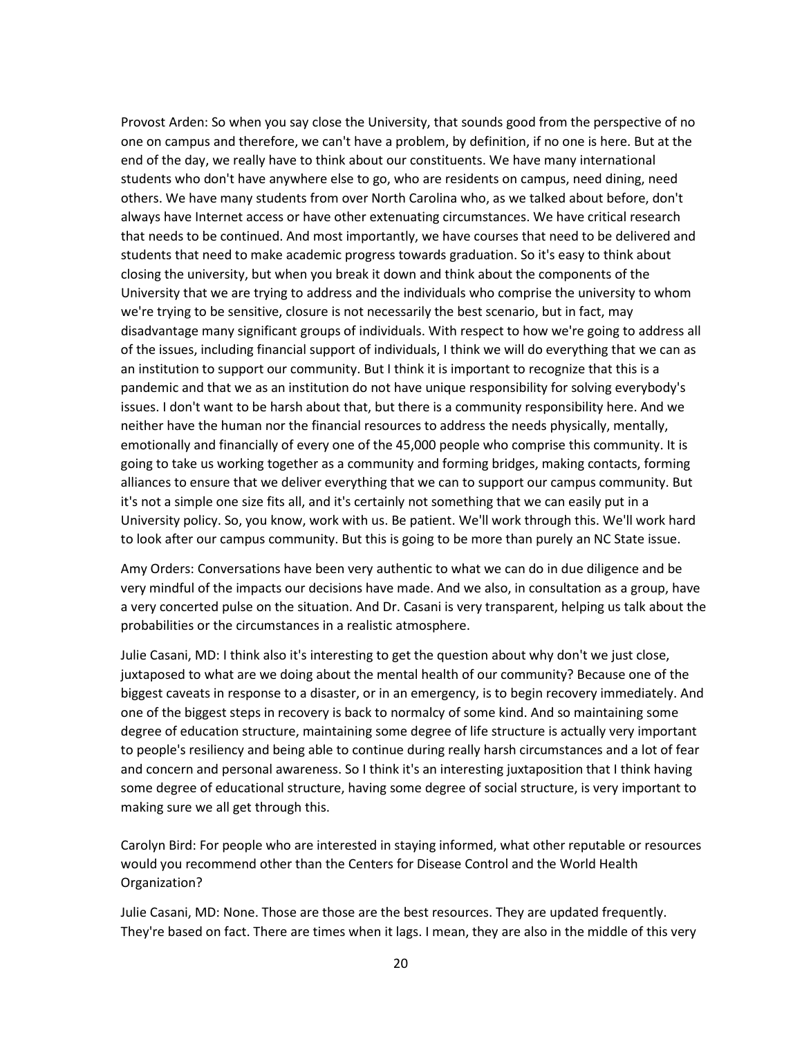Provost Arden: So when you say close the University, that sounds good from the perspective of no one on campus and therefore, we can't have a problem, by definition, if no one is here. But at the end of the day, we really have to think about our constituents. We have many international students who don't have anywhere else to go, who are residents on campus, need dining, need others. We have many students from over North Carolina who, as we talked about before, don't always have Internet access or have other extenuating circumstances. We have critical research that needs to be continued. And most importantly, we have courses that need to be delivered and students that need to make academic progress towards graduation. So it's easy to think about closing the university, but when you break it down and think about the components of the University that we are trying to address and the individuals who comprise the university to whom we're trying to be sensitive, closure is not necessarily the best scenario, but in fact, may disadvantage many significant groups of individuals. With respect to how we're going to address all of the issues, including financial support of individuals, I think we will do everything that we can as an institution to support our community. But I think it is important to recognize that this is a pandemic and that we as an institution do not have unique responsibility for solving everybody's issues. I don't want to be harsh about that, but there is a community responsibility here. And we neither have the human nor the financial resources to address the needs physically, mentally, emotionally and financially of every one of the 45,000 people who comprise this community. It is going to take us working together as a community and forming bridges, making contacts, forming alliances to ensure that we deliver everything that we can to support our campus community. But it's not a simple one size fits all, and it's certainly not something that we can easily put in a University policy. So, you know, work with us. Be patient. We'll work through this. We'll work hard to look after our campus community. But this is going to be more than purely an NC State issue.

Amy Orders: Conversations have been very authentic to what we can do in due diligence and be very mindful of the impacts our decisions have made. And we also, in consultation as a group, have a very concerted pulse on the situation. And Dr. Casani is very transparent, helping us talk about the probabilities or the circumstances in a realistic atmosphere.

Julie Casani, MD: I think also it's interesting to get the question about why don't we just close, juxtaposed to what are we doing about the mental health of our community? Because one of the biggest caveats in response to a disaster, or in an emergency, is to begin recovery immediately. And one of the biggest steps in recovery is back to normalcy of some kind. And so maintaining some degree of education structure, maintaining some degree of life structure is actually very important to people's resiliency and being able to continue during really harsh circumstances and a lot of fear and concern and personal awareness. So I think it's an interesting juxtaposition that I think having some degree of educational structure, having some degree of social structure, is very important to making sure we all get through this.

Carolyn Bird: For people who are interested in staying informed, what other reputable or resources would you recommend other than the Centers for Disease Control and the World Health Organization?

Julie Casani, MD: None. Those are those are the best resources. They are updated frequently. They're based on fact. There are times when it lags. I mean, they are also in the middle of this very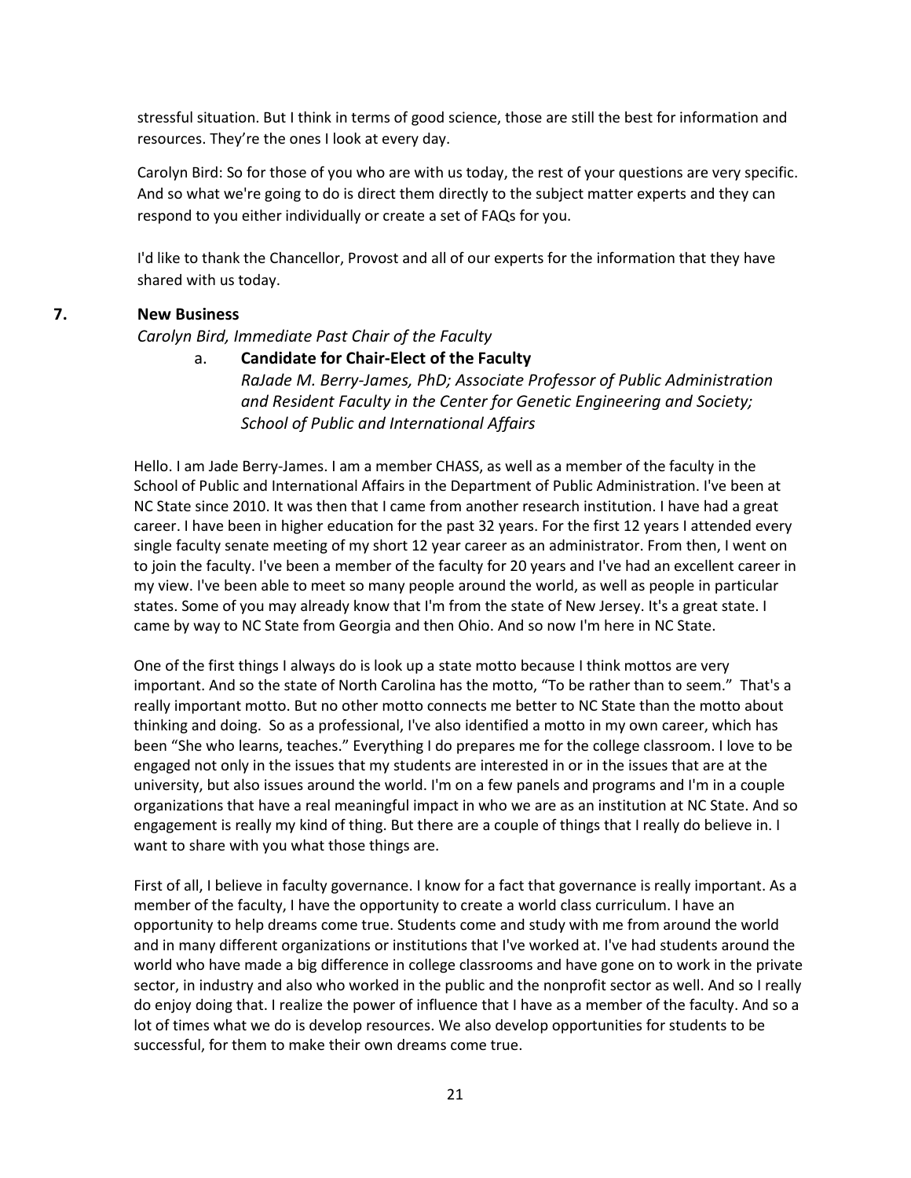stressful situation. But I think in terms of good science, those are still the best for information and resources. They're the ones I look at every day.

Carolyn Bird: So for those of you who are with us today, the rest of your questions are very specific. And so what we're going to do is direct them directly to the subject matter experts and they can respond to you either individually or create a set of FAQs for you.

I'd like to thank the Chancellor, Provost and all of our experts for the information that they have shared with us today.

## 7. New Business

*Carolyn Bird, Immediate Past Chair of the Faculty*

a. **Candidate for Chair-Elect of the Faculty**
*RaJade M. Berry-James, PhD; Associate Professor of Public Administration and Resident Faculty in the Center for Genetic Engineering and Society; School of Public and International Affairs*

Hello. I am Jade Berry-James. I am a member CHASS, as well as a member of the faculty in the School of Public and International Affairs in the Department of Public Administration. I've been at NC State since 2010. It was then that I came from another research institution. I have had a great career. I have been in higher education for the past 32 years. For the first 12 years I attended every single faculty senate meeting of my short 12 year career as an administrator. From then, I went on to join the faculty. I've been a member of the faculty for 20 years and I've had an excellent career in my view. I've been able to meet so many people around the world, as well as people in particular states. Some of you may already know that I'm from the state of New Jersey. It's a great state. I came by way to NC State from Georgia and then Ohio. And so now I'm here in NC State.

One of the first things I always do is look up a state motto because I think mottos are very important. And so the state of North Carolina has the motto, "To be rather than to seem." That's a really important motto. But no other motto connects me better to NC State than the motto about thinking and doing. So as a professional, I've also identified a motto in my own career, which has been "She who learns, teaches." Everything I do prepares me for the college classroom. I love to be engaged not only in the issues that my students are interested in or in the issues that are at the university, but also issues around the world. I'm on a few panels and programs and I'm in a couple organizations that have a real meaningful impact in who we are as an institution at NC State. And so engagement is really my kind of thing. But there are a couple of things that I really do believe in. I want to share with you what those things are.

First of all, I believe in faculty governance. I know for a fact that governance is really important. As a member of the faculty, I have the opportunity to create a world class curriculum. I have an opportunity to help dreams come true. Students come and study with me from around the world and in many different organizations or institutions that I've worked at. I've had students around the world who have made a big difference in college classrooms and have gone on to work in the private sector, in industry and also who worked in the public and the nonprofit sector as well. And so I really do enjoy doing that. I realize the power of influence that I have as a member of the faculty. And so a lot of times what we do is develop resources. We also develop opportunities for students to be successful, for them to make their own dreams come true.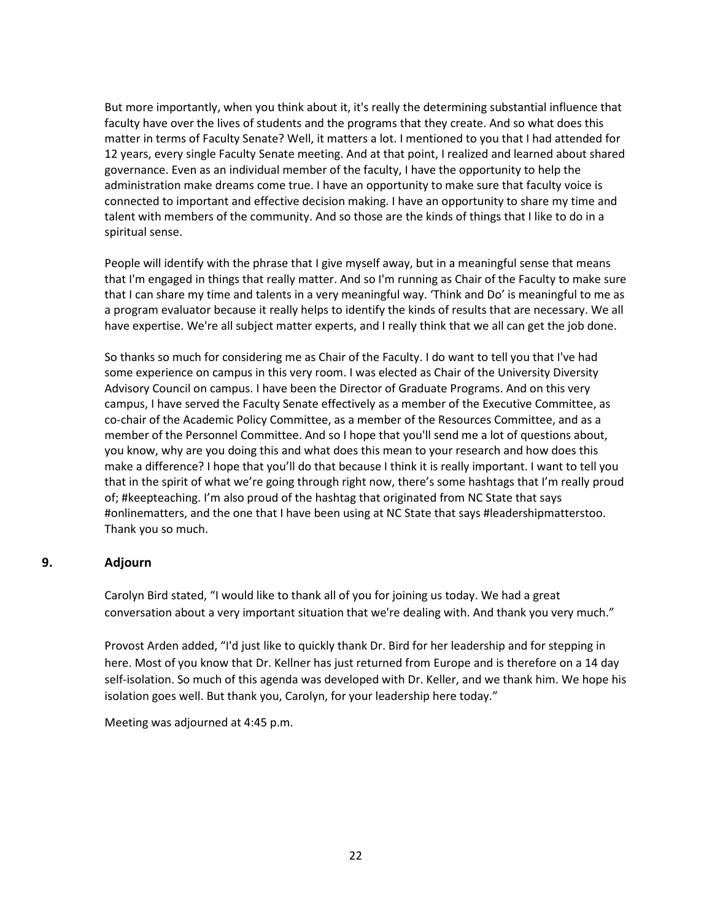But more importantly, when you think about it, it's really the determining substantial influence that faculty have over the lives of students and the programs that they create. And so what does this matter in terms of Faculty Senate? Well, it matters a lot. I mentioned to you that I had attended for 12 years, every single Faculty Senate meeting. And at that point, I realized and learned about shared governance. Even as an individual member of the faculty, I have the opportunity to help the administration make dreams come true. I have an opportunity to make sure that faculty voice is connected to important and effective decision making. I have an opportunity to share my time and talent with members of the community. And so those are the kinds of things that I like to do in a spiritual sense.

People will identify with the phrase that I give myself away, but in a meaningful sense that means that I'm engaged in things that really matter. And so I'm running as Chair of the Faculty to make sure that I can share my time and talents in a very meaningful way. 'Think and Do' is meaningful to me as a program evaluator because it really helps to identify the kinds of results that are necessary. We all have expertise. We're all subject matter experts, and I really think that we all can get the job done.

So thanks so much for considering me as Chair of the Faculty. I do want to tell you that I've had some experience on campus in this very room. I was elected as Chair of the University Diversity Advisory Council on campus. I have been the Director of Graduate Programs. And on this very campus, I have served the Faculty Senate effectively as a member of the Executive Committee, as co-chair of the Academic Policy Committee, as a member of the Resources Committee, and as a member of the Personnel Committee. And so I hope that you'll send me a lot of questions about, you know, why are you doing this and what does this mean to your research and how does this make a difference? I hope that you'll do that because I think it is really important. I want to tell you that in the spirit of what we're going through right now, there's some hashtags that I'm really proud of; #keepteaching. I'm also proud of the hashtag that originated from NC State that says #onlinematters, and the one that I have been using at NC State that says #leadershipmatterstoo. Thank you so much.

## 9. Adjourn

Carolyn Bird stated, "I would like to thank all of you for joining us today. We had a great conversation about a very important situation that we're dealing with. And thank you very much."

Provost Arden added, "I'd just like to quickly thank Dr. Bird for her leadership and for stepping in here. Most of you know that Dr. Kellner has just returned from Europe and is therefore on a 14 day self-isolation. So much of this agenda was developed with Dr. Keller, and we thank him. We hope his isolation goes well. But thank you, Carolyn, for your leadership here today."

Meeting was adjourned at 4:45 p.m.